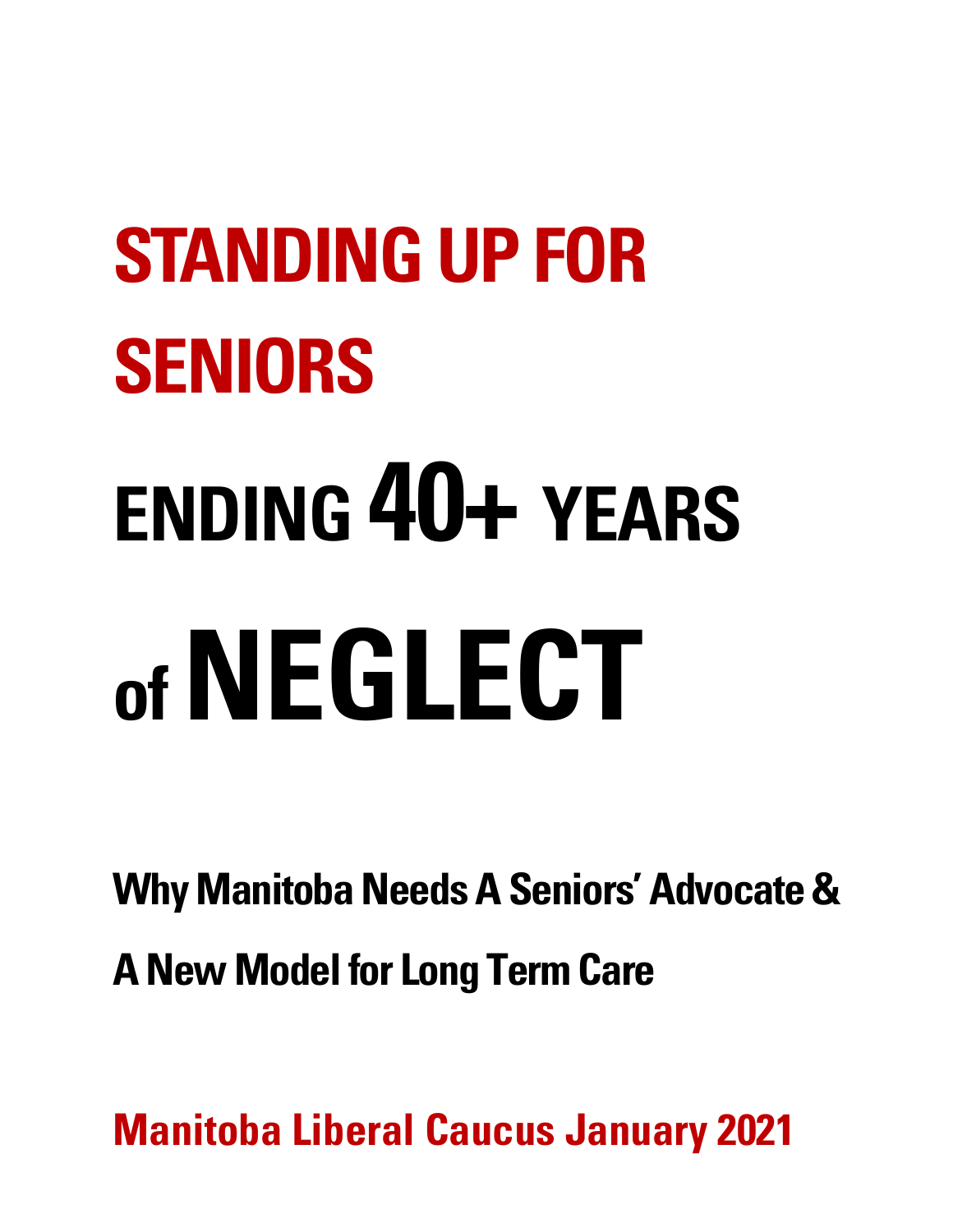# STANDING UP FOR SENIORS

# ENDING 40+ YEARS of NEGLECT

## Why Manitoba Needs A Seniors' Advocate & A New Model for Long Term Care

**Manitoba Liberal Caucus January 2021**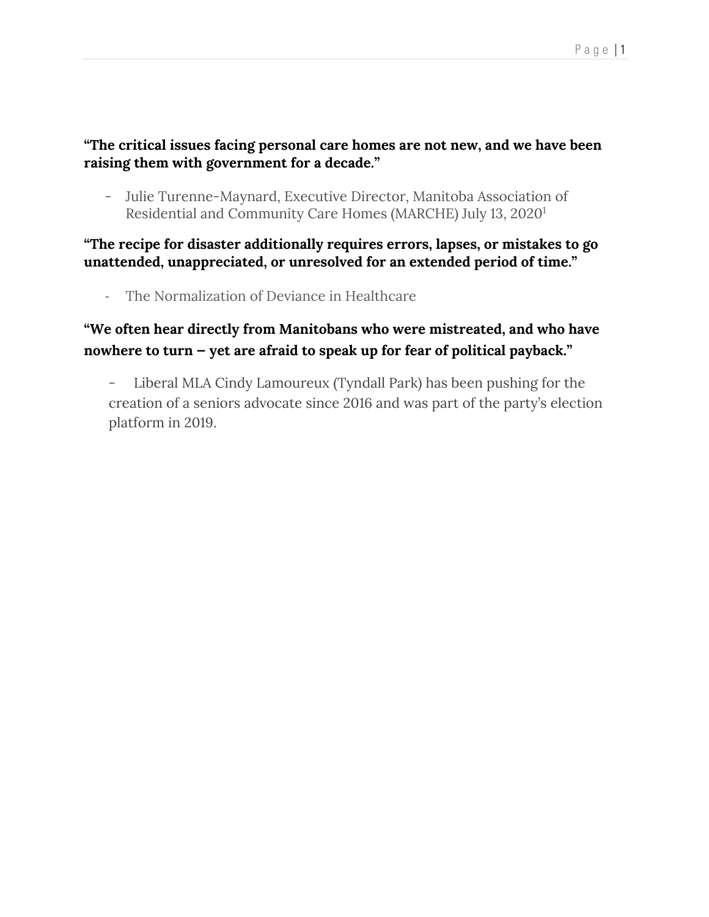**“The critical issues facing personal care homes are not new, and we have been raising them with government for a decade.”**

- Julie Turenne-Maynard, Executive Director, Manitoba Association of Residential and Community Care Homes (MARCHE) July 13, 2020[1]

**“The recipe for disaster additionally requires errors, lapses, or mistakes to go unattended, unappreciated, or unresolved for an extended period of time.”**

- The Normalization of Deviance in Healthcare

**“We often hear directly from Manitobans who were mistreated, and who have nowhere to turn – yet are afraid to speak up for fear of political payback.”**

- Liberal MLA Cindy Lamoureux (Tyndall Park) has been pushing for the creation of a seniors advocate since 2016 and was part of the party’s election platform in 2019.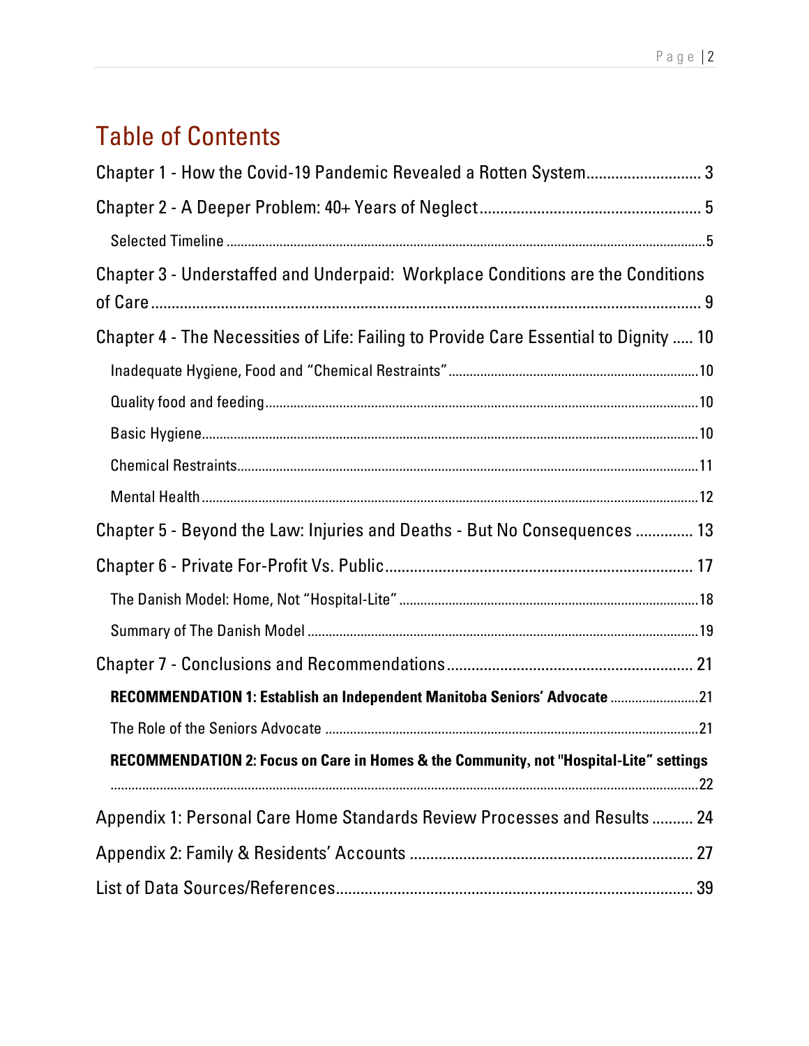# Table of Contents

Chapter 1 - How the Covid-19 Pandemic Revealed a Rotten System ........................... 3

Chapter 2 - A Deeper Problem: 40+ Years of Neglect ..................................................... 5

- Selected Timeline ........................................................................................................ 5

Chapter 3 - Understaffed and Underpaid: Workplace Conditions are the Conditions of Care ........................................................................................................................ 9

Chapter 4 - The Necessities of Life: Failing to Provide Care Essential to Dignity ..... 10

- Inadequate Hygiene, Food and "Chemical Restraints" ........................................ 10
- Quality food and feeding ........................................................................................ 10
- Basic Hygiene ........................................................................................................... 10
- Chemical Restraints ................................................................................................ 11
- Mental Health ........................................................................................................... 12

Chapter 5 - Beyond the Law: Injuries and Deaths - But No Consequences ............. 13

Chapter 6 - Private For-Profit Vs. Public ......................................................................... 17

- The Danish Model: Home, Not "Hospital-Lite" ...................................................... 18
- Summary of The Danish Model ............................................................................... 19

Chapter 7 - Conclusions and Recommendations ........................................................... 21

- **RECOMMENDATION 1: Establish an Independent Manitoba Seniors' Advocate** ......................... 21
- The Role of the Seniors Advocate ........................................................................... 21
- **RECOMMENDATION 2: Focus on Care in Homes & the Community, not "Hospital-Lite" settings** ........................................................................................................................ 22

Appendix 1: Personal Care Home Standards Review Processes and Results .......... 24

Appendix 2: Family & Residents' Accounts .................................................................... 27

List of Data Sources/References ..................................................................................... 39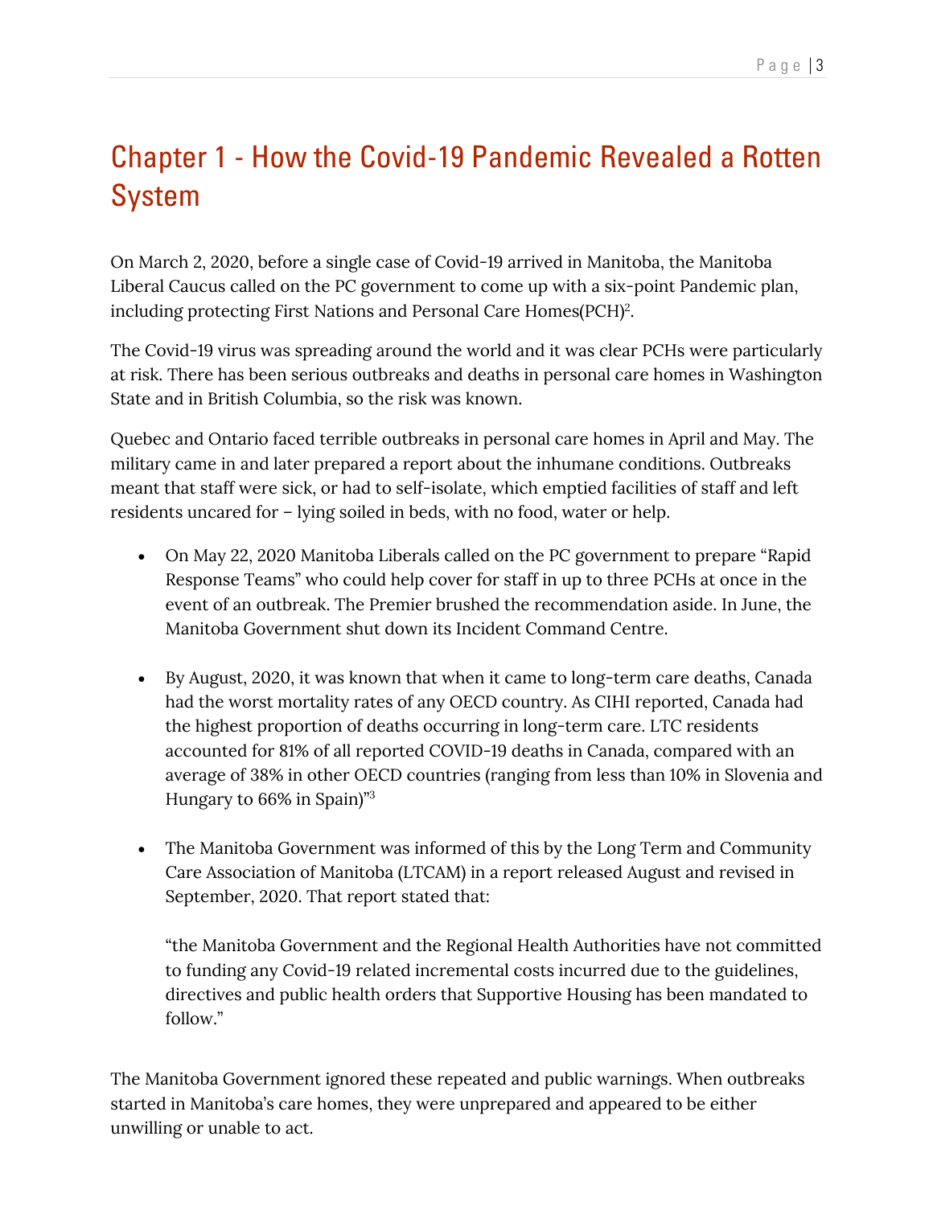# Chapter 1 - How the Covid-19 Pandemic Revealed a Rotten System

On March 2, 2020, before a single case of Covid-19 arrived in Manitoba, the Manitoba Liberal Caucus called on the PC government to come up with a six-point Pandemic plan, including protecting First Nations and Personal Care Homes(PCH)[2].

The Covid-19 virus was spreading around the world and it was clear PCHs were particularly at risk. There has been serious outbreaks and deaths in personal care homes in Washington State and in British Columbia, so the risk was known.

Quebec and Ontario faced terrible outbreaks in personal care homes in April and May. The military came in and later prepared a report about the inhumane conditions. Outbreaks meant that staff were sick, or had to self-isolate, which emptied facilities of staff and left residents uncared for – lying soiled in beds, with no food, water or help.

- On May 22, 2020 Manitoba Liberals called on the PC government to prepare "Rapid Response Teams" who could help cover for staff in up to three PCHs at once in the event of an outbreak. The Premier brushed the recommendation aside. In June, the Manitoba Government shut down its Incident Command Centre.

- By August, 2020, it was known that when it came to long-term care deaths, Canada had the worst mortality rates of any OECD country. As CIHI reported, Canada had the highest proportion of deaths occurring in long-term care. LTC residents accounted for 81% of all reported COVID-19 deaths in Canada, compared with an average of 38% in other OECD countries (ranging from less than 10% in Slovenia and Hungary to 66% in Spain)"[3]

- The Manitoba Government was informed of this by the Long Term and Community Care Association of Manitoba (LTCAM) in a report released August and revised in September, 2020. That report stated that:

  "the Manitoba Government and the Regional Health Authorities have not committed to funding any Covid-19 related incremental costs incurred due to the guidelines, directives and public health orders that Supportive Housing has been mandated to follow."

The Manitoba Government ignored these repeated and public warnings. When outbreaks started in Manitoba's care homes, they were unprepared and appeared to be either unwilling or unable to act.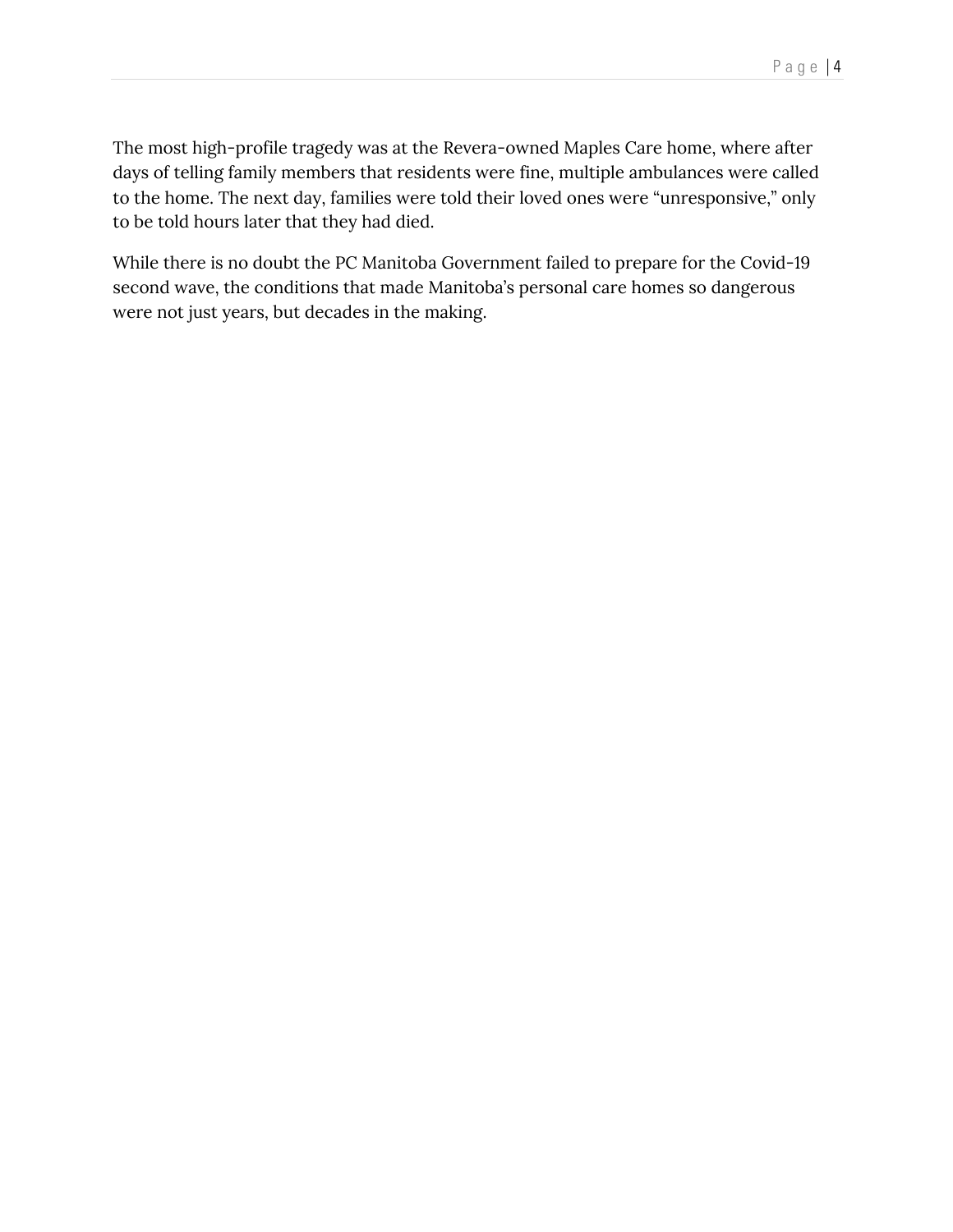The most high-profile tragedy was at the Revera-owned Maples Care home, where after days of telling family members that residents were fine, multiple ambulances were called to the home. The next day, families were told their loved ones were "unresponsive," only to be told hours later that they had died.

While there is no doubt the PC Manitoba Government failed to prepare for the Covid-19 second wave, the conditions that made Manitoba's personal care homes so dangerous were not just years, but decades in the making.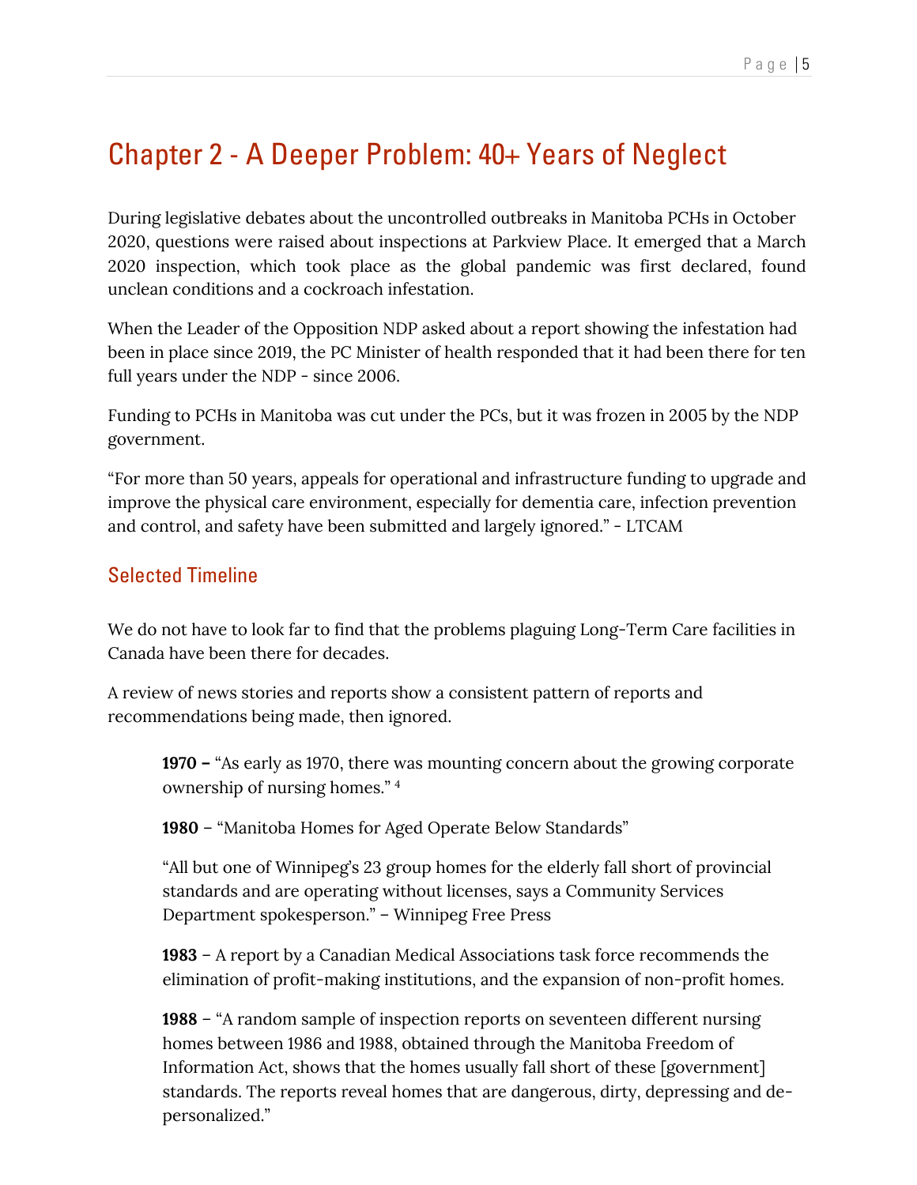# Chapter 2 - A Deeper Problem: 40+ Years of Neglect

During legislative debates about the uncontrolled outbreaks in Manitoba PCHs in October 2020, questions were raised about inspections at Parkview Place. It emerged that a March 2020 inspection, which took place as the global pandemic was first declared, found unclean conditions and a cockroach infestation.

When the Leader of the Opposition NDP asked about a report showing the infestation had been in place since 2019, the PC Minister of health responded that it had been there for ten full years under the NDP - since 2006.

Funding to PCHs in Manitoba was cut under the PCs, but it was frozen in 2005 by the NDP government.

"For more than 50 years, appeals for operational and infrastructure funding to upgrade and improve the physical care environment, especially for dementia care, infection prevention and control, and safety have been submitted and largely ignored." - LTCAM

## Selected Timeline

We do not have to look far to find that the problems plaguing Long-Term Care facilities in Canada have been there for decades.

A review of news stories and reports show a consistent pattern of reports and recommendations being made, then ignored.

> **1970 –** "As early as 1970, there was mounting concern about the growing corporate ownership of nursing homes." [4]
>
> **1980** – "Manitoba Homes for Aged Operate Below Standards"
>
> "All but one of Winnipeg's 23 group homes for the elderly fall short of provincial standards and are operating without licenses, says a Community Services Department spokesperson." – Winnipeg Free Press
>
> **1983** – A report by a Canadian Medical Associations task force recommends the elimination of profit-making institutions, and the expansion of non-profit homes.
>
> **1988** – "A random sample of inspection reports on seventeen different nursing homes between 1986 and 1988, obtained through the Manitoba Freedom of Information Act, shows that the homes usually fall short of these [government] standards. The reports reveal homes that are dangerous, dirty, depressing and de-personalized."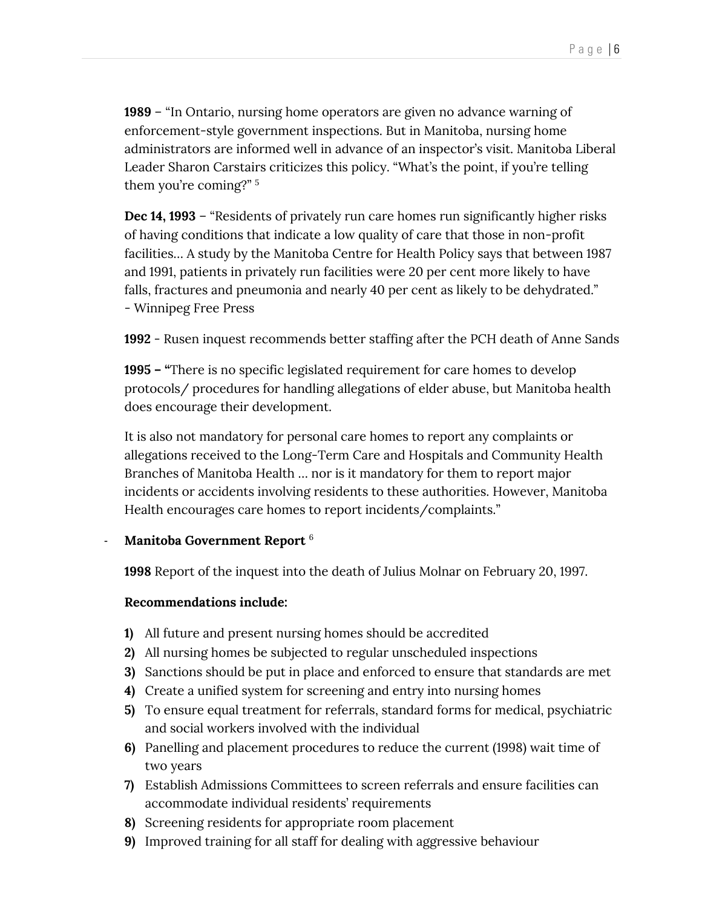**1989** – "In Ontario, nursing home operators are given no advance warning of enforcement-style government inspections. But in Manitoba, nursing home administrators are informed well in advance of an inspector's visit. Manitoba Liberal Leader Sharon Carstairs criticizes this policy. "What's the point, if you're telling them you're coming?" [5]

**Dec 14, 1993** – "Residents of privately run care homes run significantly higher risks of having conditions that indicate a low quality of care that those in non-profit facilities… A study by the Manitoba Centre for Health Policy says that between 1987 and 1991, patients in privately run facilities were 20 per cent more likely to have falls, fractures and pneumonia and nearly 40 per cent as likely to be dehydrated."
- Winnipeg Free Press

**1992** - Rusen inquest recommends better staffing after the PCH death of Anne Sands

**1995 – "**There is no specific legislated requirement for care homes to develop protocols/ procedures for handling allegations of elder abuse, but Manitoba health does encourage their development.

It is also not mandatory for personal care homes to report any complaints or allegations received to the Long-Term Care and Hospitals and Community Health Branches of Manitoba Health … nor is it mandatory for them to report major incidents or accidents involving residents to these authorities. However, Manitoba Health encourages care homes to report incidents/complaints."

- **Manitoba Government Report** [6]

**1998** Report of the inquest into the death of Julius Molnar on February 20, 1997.

**Recommendations include:**

1) All future and present nursing homes should be accredited
2) All nursing homes be subjected to regular unscheduled inspections
3) Sanctions should be put in place and enforced to ensure that standards are met
4) Create a unified system for screening and entry into nursing homes
5) To ensure equal treatment for referrals, standard forms for medical, psychiatric and social workers involved with the individual
6) Panelling and placement procedures to reduce the current (1998) wait time of two years
7) Establish Admissions Committees to screen referrals and ensure facilities can accommodate individual residents' requirements
8) Screening residents for appropriate room placement
9) Improved training for all staff for dealing with aggressive behaviour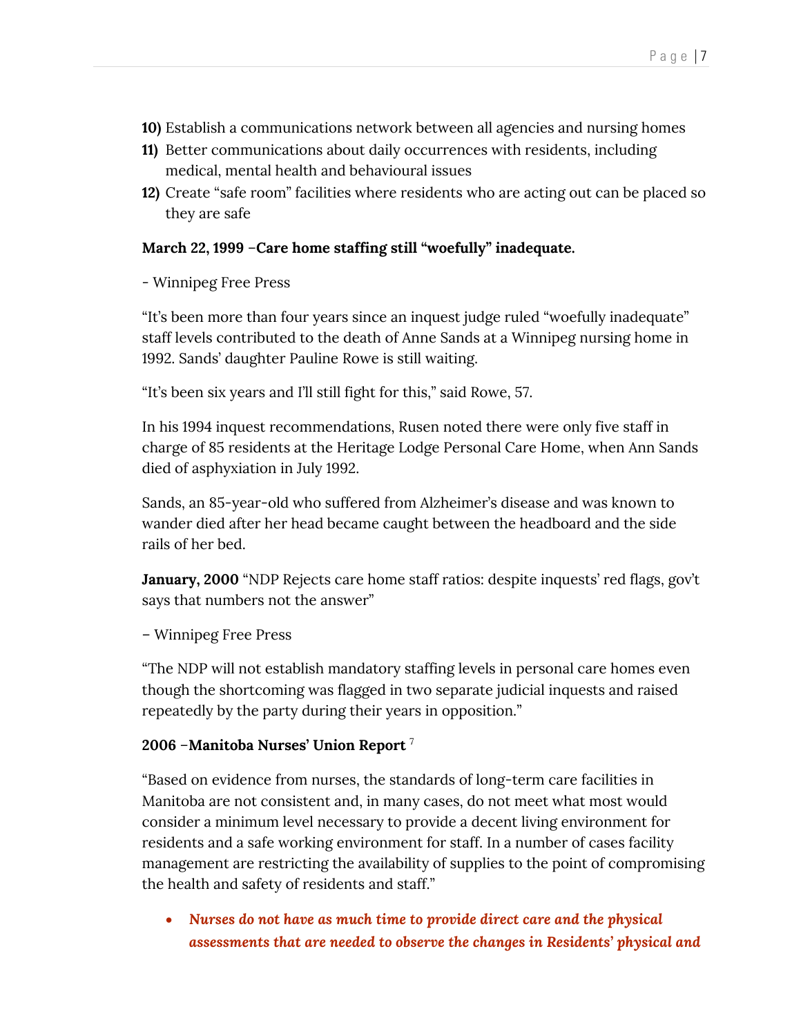10) Establish a communications network between all agencies and nursing homes
11) Better communications about daily occurrences with residents, including medical, mental health and behavioural issues
12) Create "safe room" facilities where residents who are acting out can be placed so they are safe

**March 22, 1999 –Care home staffing still "woefully" inadequate.**

- Winnipeg Free Press

"It's been more than four years since an inquest judge ruled "woefully inadequate" staff levels contributed to the death of Anne Sands at a Winnipeg nursing home in 1992. Sands' daughter Pauline Rowe is still waiting.

"It's been six years and I'll still fight for this," said Rowe, 57.

In his 1994 inquest recommendations, Rusen noted there were only five staff in charge of 85 residents at the Heritage Lodge Personal Care Home, when Ann Sands died of asphyxiation in July 1992.

Sands, an 85-year-old who suffered from Alzheimer's disease and was known to wander died after her head became caught between the headboard and the side rails of her bed.

**January, 2000** "NDP Rejects care home staff ratios: despite inquests' red flags, gov't says that numbers not the answer"

– Winnipeg Free Press

"The NDP will not establish mandatory staffing levels in personal care homes even though the shortcoming was flagged in two separate judicial inquests and raised repeatedly by the party during their years in opposition."

**2006 –Manitoba Nurses' Union Report** [7]

"Based on evidence from nurses, the standards of long-term care facilities in Manitoba are not consistent and, in many cases, do not meet what most would consider a minimum level necessary to provide a decent living environment for residents and a safe working environment for staff. In a number of cases facility management are restricting the availability of supplies to the point of compromising the health and safety of residents and staff."

- ***Nurses do not have as much time to provide direct care and the physical assessments that are needed to observe the changes in Residents' physical and***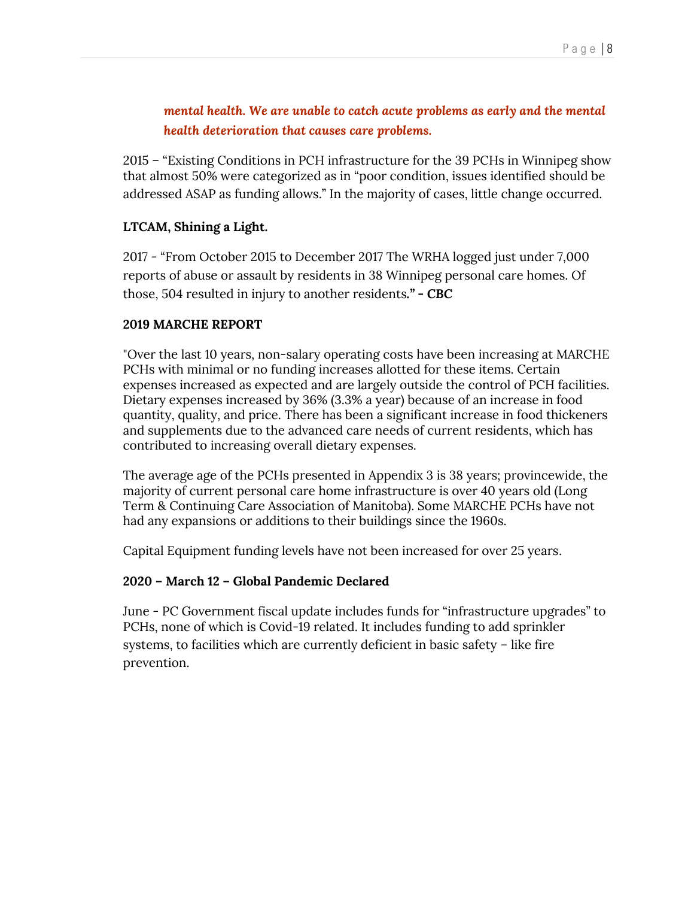***mental health. We are unable to catch acute problems as early and the mental health deterioration that causes care problems.***

2015 – "Existing Conditions in PCH infrastructure for the 39 PCHs in Winnipeg show that almost 50% were categorized as in "poor condition, issues identified should be addressed ASAP as funding allows." In the majority of cases, little change occurred.

**LTCAM, Shining a Light.**

2017 - "From October 2015 to December 2017 The WRHA logged just under 7,000 reports of abuse or assault by residents in 38 Winnipeg personal care homes. Of those, 504 resulted in injury to another residents**." - CBC**

**2019 MARCHE REPORT**

"Over the last 10 years, non-salary operating costs have been increasing at MARCHE PCHs with minimal or no funding increases allotted for these items. Certain expenses increased as expected and are largely outside the control of PCH facilities. Dietary expenses increased by 36% (3.3% a year) because of an increase in food quantity, quality, and price. There has been a significant increase in food thickeners and supplements due to the advanced care needs of current residents, which has contributed to increasing overall dietary expenses.

The average age of the PCHs presented in Appendix 3 is 38 years; provincewide, the majority of current personal care home infrastructure is over 40 years old (Long Term & Continuing Care Association of Manitoba). Some MARCHE PCHs have not had any expansions or additions to their buildings since the 1960s.

Capital Equipment funding levels have not been increased for over 25 years.

**2020 – March 12 – Global Pandemic Declared**

June - PC Government fiscal update includes funds for "infrastructure upgrades" to PCHs, none of which is Covid-19 related. It includes funding to add sprinkler systems, to facilities which are currently deficient in basic safety – like fire prevention.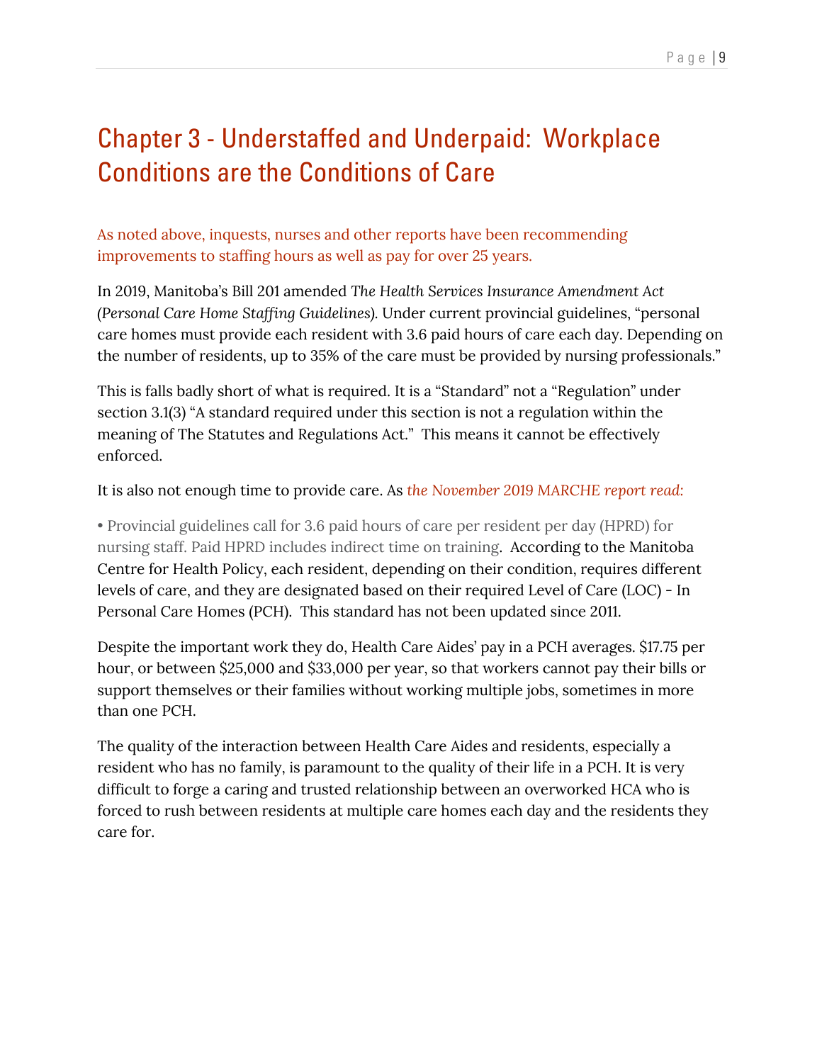# Chapter 3 - Understaffed and Underpaid: Workplace Conditions are the Conditions of Care

As noted above, inquests, nurses and other reports have been recommending improvements to staffing hours as well as pay for over 25 years.

In 2019, Manitoba's Bill 201 amended *The Health Services Insurance Amendment Act (Personal Care Home Staffing Guidelines).* Under current provincial guidelines, "personal care homes must provide each resident with 3.6 paid hours of care each day. Depending on the number of residents, up to 35% of the care must be provided by nursing professionals."

This is falls badly short of what is required. It is a "Standard" not a "Regulation" under section 3.1(3) "A standard required under this section is not a regulation within the meaning of The Statutes and Regulations Act." This means it cannot be effectively enforced.

It is also not enough time to provide care. As *the November 2019 MARCHE report read:*

• Provincial guidelines call for 3.6 paid hours of care per resident per day (HPRD) for nursing staff. Paid HPRD includes indirect time on training. According to the Manitoba Centre for Health Policy, each resident, depending on their condition, requires different levels of care, and they are designated based on their required Level of Care (LOC) - In Personal Care Homes (PCH). This standard has not been updated since 2011.

Despite the important work they do, Health Care Aides' pay in a PCH averages. $17.75 per hour, or between $25,000 and $33,000 per year, so that workers cannot pay their bills or support themselves or their families without working multiple jobs, sometimes in more than one PCH.

The quality of the interaction between Health Care Aides and residents, especially a resident who has no family, is paramount to the quality of their life in a PCH. It is very difficult to forge a caring and trusted relationship between an overworked HCA who is forced to rush between residents at multiple care homes each day and the residents they care for.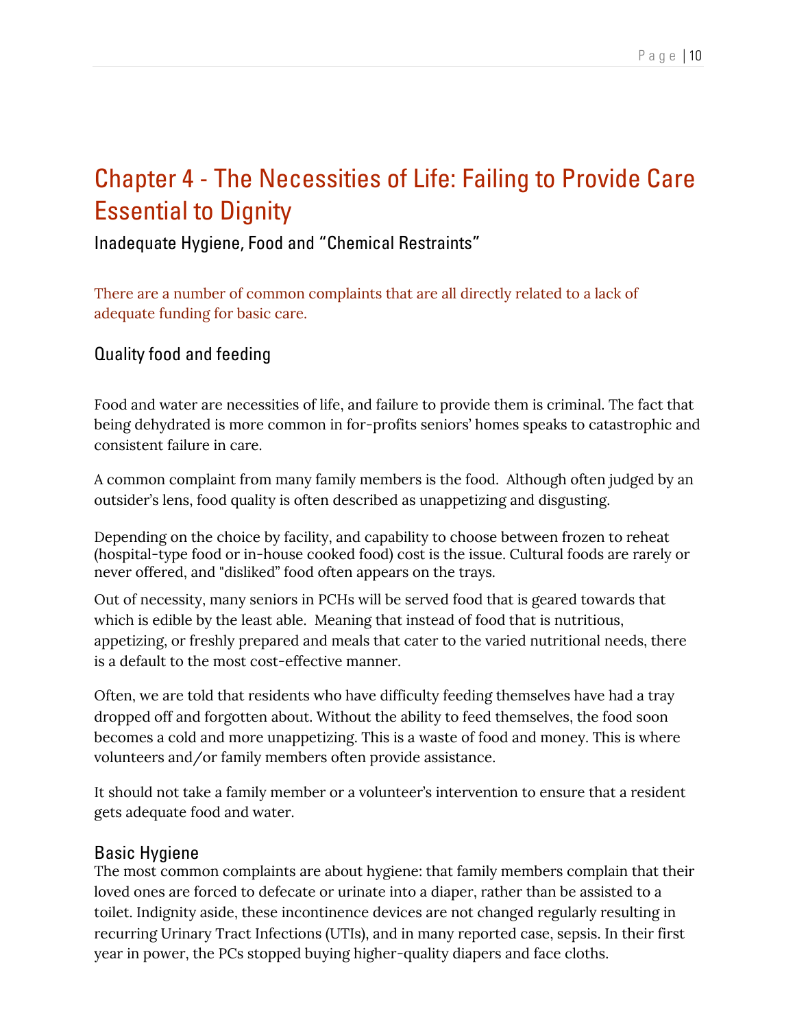# Chapter 4 - The Necessities of Life: Failing to Provide Care Essential to Dignity

## Inadequate Hygiene, Food and "Chemical Restraints"

There are a number of common complaints that are all directly related to a lack of adequate funding for basic care.

### Quality food and feeding

Food and water are necessities of life, and failure to provide them is criminal. The fact that being dehydrated is more common in for-profits seniors' homes speaks to catastrophic and consistent failure in care.

A common complaint from many family members is the food. Although often judged by an outsider's lens, food quality is often described as unappetizing and disgusting.

Depending on the choice by facility, and capability to choose between frozen to reheat (hospital-type food or in-house cooked food) cost is the issue. Cultural foods are rarely or never offered, and "disliked" food often appears on the trays.

Out of necessity, many seniors in PCHs will be served food that is geared towards that which is edible by the least able. Meaning that instead of food that is nutritious, appetizing, or freshly prepared and meals that cater to the varied nutritional needs, there is a default to the most cost-effective manner.

Often, we are told that residents who have difficulty feeding themselves have had a tray dropped off and forgotten about. Without the ability to feed themselves, the food soon becomes a cold and more unappetizing. This is a waste of food and money. This is where volunteers and/or family members often provide assistance.

It should not take a family member or a volunteer's intervention to ensure that a resident gets adequate food and water.

### Basic Hygiene

The most common complaints are about hygiene: that family members complain that their loved ones are forced to defecate or urinate into a diaper, rather than be assisted to a toilet. Indignity aside, these incontinence devices are not changed regularly resulting in recurring Urinary Tract Infections (UTIs), and in many reported case, sepsis. In their first year in power, the PCs stopped buying higher-quality diapers and face cloths.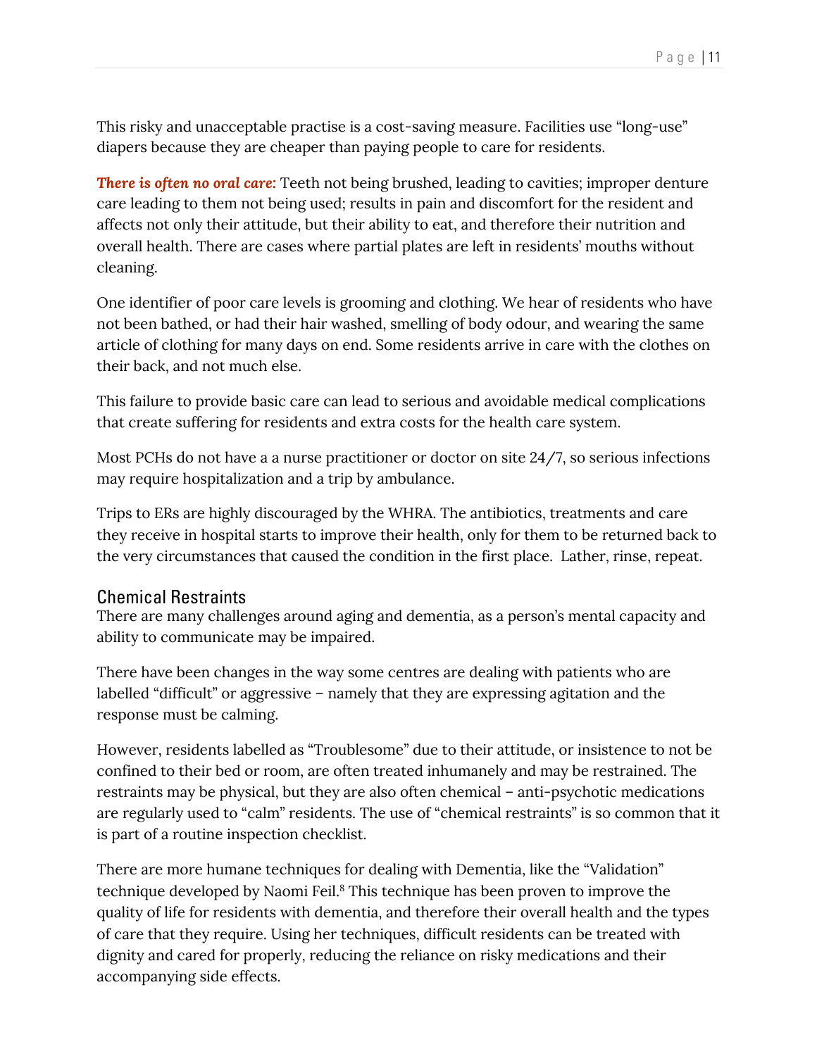This risky and unacceptable practise is a cost-saving measure. Facilities use “long-use” diapers because they are cheaper than paying people to care for residents.

***There is often no oral care:*** Teeth not being brushed, leading to cavities; improper denture care leading to them not being used; results in pain and discomfort for the resident and affects not only their attitude, but their ability to eat, and therefore their nutrition and overall health. There are cases where partial plates are left in residents’ mouths without cleaning.

One identifier of poor care levels is grooming and clothing. We hear of residents who have not been bathed, or had their hair washed, smelling of body odour, and wearing the same article of clothing for many days on end. Some residents arrive in care with the clothes on their back, and not much else.

This failure to provide basic care can lead to serious and avoidable medical complications that create suffering for residents and extra costs for the health care system.

Most PCHs do not have a a nurse practitioner or doctor on site 24/7, so serious infections may require hospitalization and a trip by ambulance.

Trips to ERs are highly discouraged by the WHRA. The antibiotics, treatments and care they receive in hospital starts to improve their health, only for them to be returned back to the very circumstances that caused the condition in the first place. Lather, rinse, repeat.

## Chemical Restraints

There are many challenges around aging and dementia, as a person’s mental capacity and ability to communicate may be impaired.

There have been changes in the way some centres are dealing with patients who are labelled “difficult” or aggressive – namely that they are expressing agitation and the response must be calming.

However, residents labelled as “Troublesome” due to their attitude, or insistence to not be confined to their bed or room, are often treated inhumanely and may be restrained. The restraints may be physical, but they are also often chemical – anti-psychotic medications are regularly used to “calm” residents. The use of “chemical restraints” is so common that it is part of a routine inspection checklist.

There are more humane techniques for dealing with Dementia, like the “Validation” technique developed by Naomi Feil.[8] This technique has been proven to improve the quality of life for residents with dementia, and therefore their overall health and the types of care that they require. Using her techniques, difficult residents can be treated with dignity and cared for properly, reducing the reliance on risky medications and their accompanying side effects.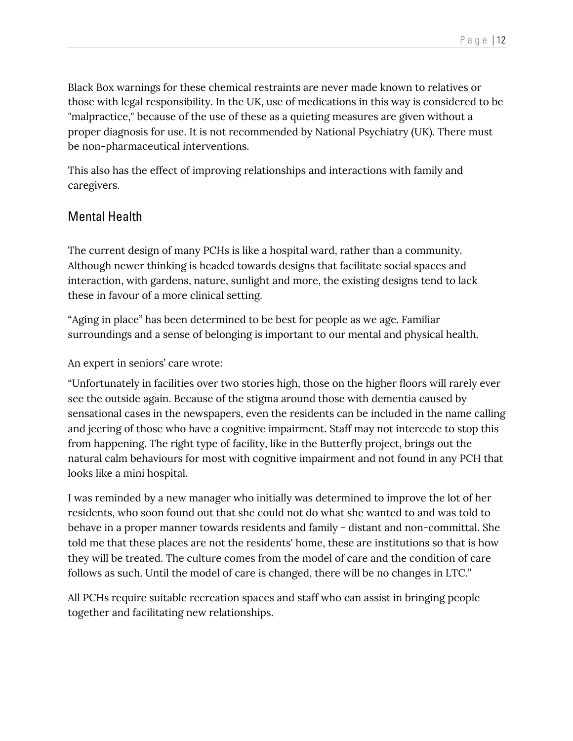Black Box warnings for these chemical restraints are never made known to relatives or those with legal responsibility. In the UK, use of medications in this way is considered to be "malpractice," because of the use of these as a quieting measures are given without a proper diagnosis for use. It is not recommended by National Psychiatry (UK). There must be non-pharmaceutical interventions.

This also has the effect of improving relationships and interactions with family and caregivers.

## Mental Health

The current design of many PCHs is like a hospital ward, rather than a community. Although newer thinking is headed towards designs that facilitate social spaces and interaction, with gardens, nature, sunlight and more, the existing designs tend to lack these in favour of a more clinical setting.

"Aging in place" has been determined to be best for people as we age. Familiar surroundings and a sense of belonging is important to our mental and physical health.

An expert in seniors' care wrote:

"Unfortunately in facilities over two stories high, those on the higher floors will rarely ever see the outside again. Because of the stigma around those with dementia caused by sensational cases in the newspapers, even the residents can be included in the name calling and jeering of those who have a cognitive impairment. Staff may not intercede to stop this from happening. The right type of facility, like in the Butterfly project, brings out the natural calm behaviours for most with cognitive impairment and not found in any PCH that looks like a mini hospital.

I was reminded by a new manager who initially was determined to improve the lot of her residents, who soon found out that she could not do what she wanted to and was told to behave in a proper manner towards residents and family - distant and non-committal. She told me that these places are not the residents' home, these are institutions so that is how they will be treated. The culture comes from the model of care and the condition of care follows as such. Until the model of care is changed, there will be no changes in LTC."

All PCHs require suitable recreation spaces and staff who can assist in bringing people together and facilitating new relationships.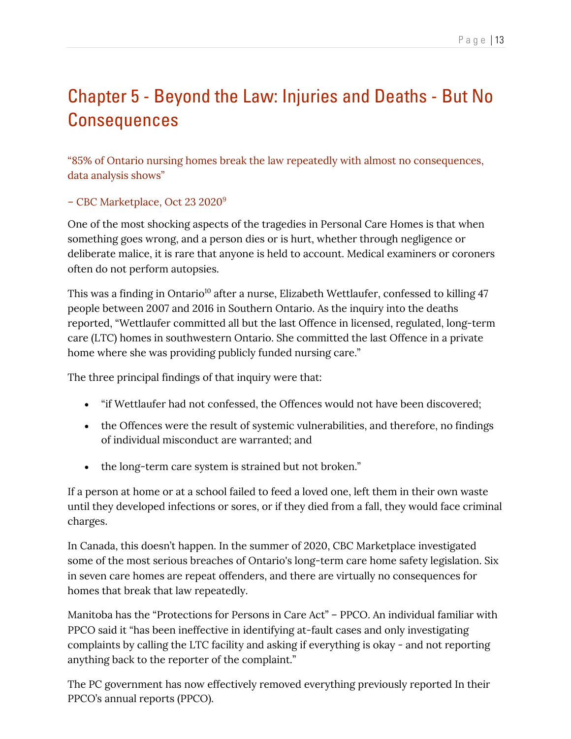# Chapter 5 - Beyond the Law: Injuries and Deaths - But No Consequences

"85% of Ontario nursing homes break the law repeatedly with almost no consequences, data analysis shows"

– CBC Marketplace, Oct 23 2020[9]

One of the most shocking aspects of the tragedies in Personal Care Homes is that when something goes wrong, and a person dies or is hurt, whether through negligence or deliberate malice, it is rare that anyone is held to account. Medical examiners or coroners often do not perform autopsies.

This was a finding in Ontario[10] after a nurse, Elizabeth Wettlaufer, confessed to killing 47 people between 2007 and 2016 in Southern Ontario. As the inquiry into the deaths reported, "Wettlaufer committed all but the last Offence in licensed, regulated, long-term care (LTC) homes in southwestern Ontario. She committed the last Offence in a private home where she was providing publicly funded nursing care."

The three principal findings of that inquiry were that:

- "if Wettlaufer had not confessed, the Offences would not have been discovered;
- the Offences were the result of systemic vulnerabilities, and therefore, no findings of individual misconduct are warranted; and
- the long-term care system is strained but not broken."

If a person at home or at a school failed to feed a loved one, left them in their own waste until they developed infections or sores, or if they died from a fall, they would face criminal charges.

In Canada, this doesn't happen. In the summer of 2020, CBC Marketplace investigated some of the most serious breaches of Ontario's long-term care home safety legislation. Six in seven care homes are repeat offenders, and there are virtually no consequences for homes that break that law repeatedly.

Manitoba has the "Protections for Persons in Care Act" – PPCO. An individual familiar with PPCO said it "has been ineffective in identifying at-fault cases and only investigating complaints by calling the LTC facility and asking if everything is okay - and not reporting anything back to the reporter of the complaint."

The PC government has now effectively removed everything previously reported In their PPCO's annual reports (PPCO).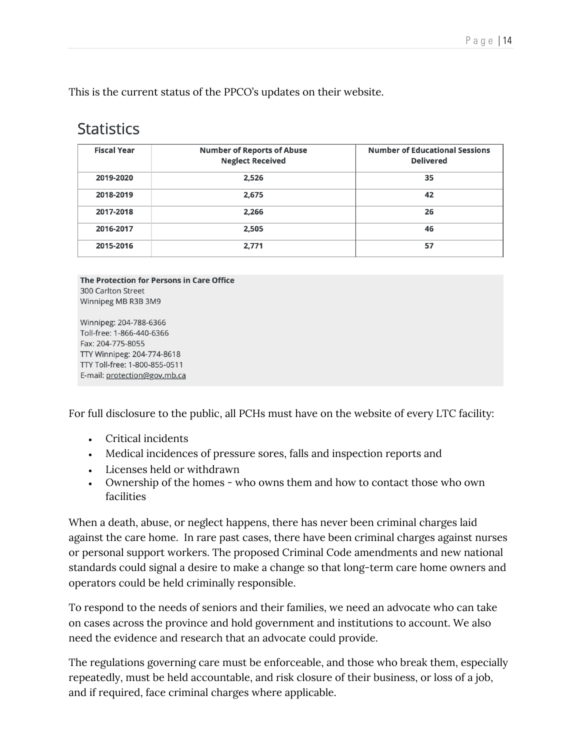This is the current status of the PPCO's updates on their website.

## Statistics

| Fiscal Year | Number of Reports of Abuse Neglect Received | Number of Educational Sessions Delivered |
|---|---|---|
| 2019-2020 | 2,526 | 35 |
| 2018-2019 | 2,675 | 42 |
| 2017-2018 | 2,266 | 26 |
| 2016-2017 | 2,505 | 46 |
| 2015-2016 | 2,771 | 57 |

**The Protection for Persons in Care Office**
300 Carlton Street
Winnipeg MB R3B 3M9

Winnipeg: 204-788-6366
Toll-free: 1-866-440-6366
Fax: 204-775-8055
TTY Winnipeg: 204-774-8618
TTY Toll-free: 1-800-855-0511
E-mail: protection@gov.mb.ca

For full disclosure to the public, all PCHs must have on the website of every LTC facility:

- Critical incidents
- Medical incidences of pressure sores, falls and inspection reports and
- Licenses held or withdrawn
- Ownership of the homes - who owns them and how to contact those who own facilities

When a death, abuse, or neglect happens, there has never been criminal charges laid against the care home. In rare past cases, there have been criminal charges against nurses or personal support workers. The proposed Criminal Code amendments and new national standards could signal a desire to make a change so that long-term care home owners and operators could be held criminally responsible.

To respond to the needs of seniors and their families, we need an advocate who can take on cases across the province and hold government and institutions to account. We also need the evidence and research that an advocate could provide.

The regulations governing care must be enforceable, and those who break them, especially repeatedly, must be held accountable, and risk closure of their business, or loss of a job, and if required, face criminal charges where applicable.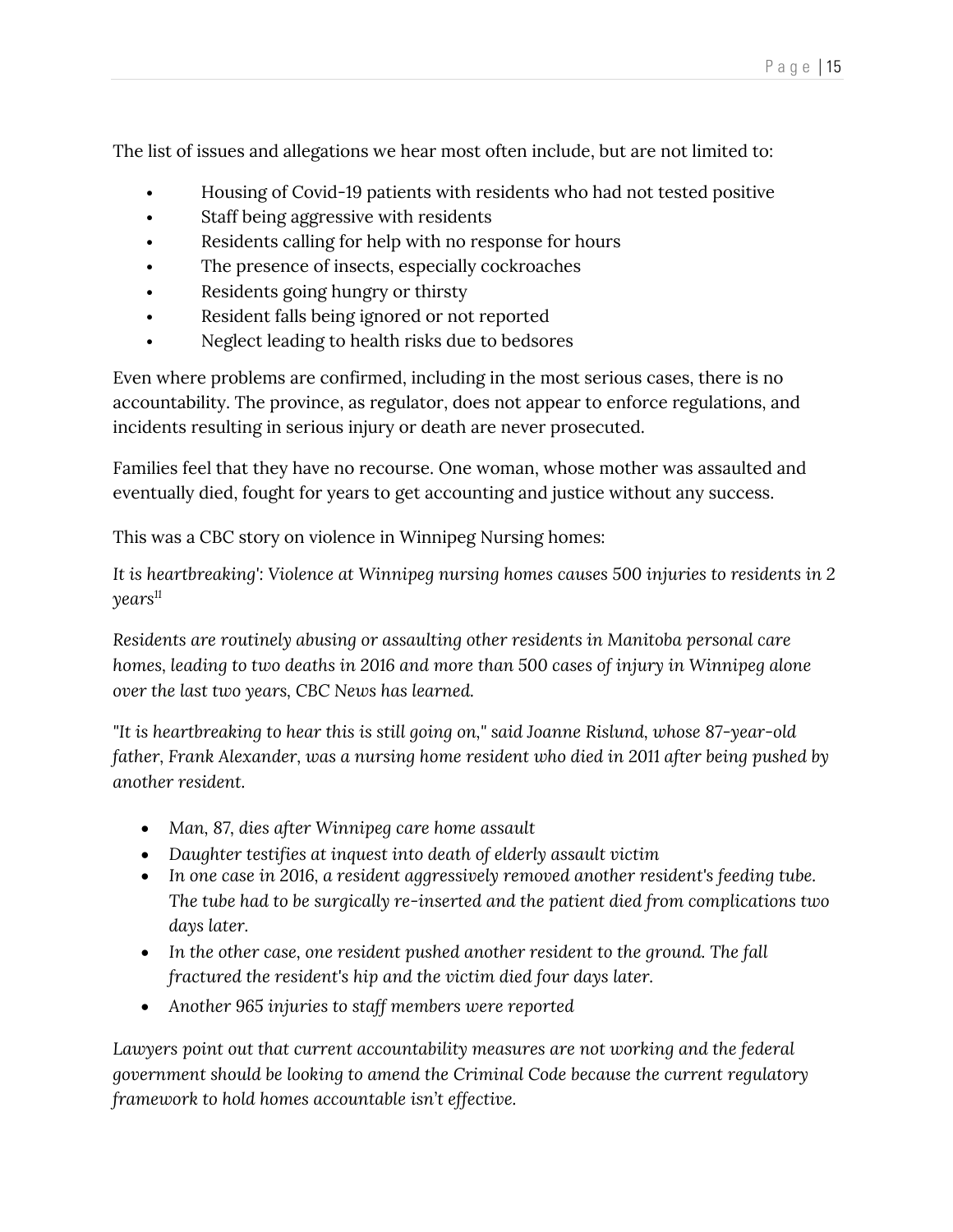The list of issues and allegations we hear most often include, but are not limited to:

- Housing of Covid-19 patients with residents who had not tested positive
- Staff being aggressive with residents
- Residents calling for help with no response for hours
- The presence of insects, especially cockroaches
- Residents going hungry or thirsty
- Resident falls being ignored or not reported
- Neglect leading to health risks due to bedsores

Even where problems are confirmed, including in the most serious cases, there is no accountability. The province, as regulator, does not appear to enforce regulations, and incidents resulting in serious injury or death are never prosecuted.

Families feel that they have no recourse. One woman, whose mother was assaulted and eventually died, fought for years to get accounting and justice without any success.

This was a CBC story on violence in Winnipeg Nursing homes:

*It is heartbreaking': Violence at Winnipeg nursing homes causes 500 injuries to residents in 2 years*[11]

*Residents are routinely abusing or assaulting other residents in Manitoba personal care homes, leading to two deaths in 2016 and more than 500 cases of injury in Winnipeg alone over the last two years, CBC News has learned.*

*"It is heartbreaking to hear this is still going on," said Joanne Rislund, whose 87-year-old father, Frank Alexander, was a nursing home resident who died in 2011 after being pushed by another resident.*

- *Man, 87, dies after Winnipeg care home assault*
- *Daughter testifies at inquest into death of elderly assault victim*
- *In one case in 2016, a resident aggressively removed another resident's feeding tube. The tube had to be surgically re-inserted and the patient died from complications two days later.*
- *In the other case, one resident pushed another resident to the ground. The fall fractured the resident's hip and the victim died four days later.*
- *Another 965 injuries to staff members were reported*

*Lawyers point out that current accountability measures are not working and the federal government should be looking to amend the Criminal Code because the current regulatory framework to hold homes accountable isn't effective.*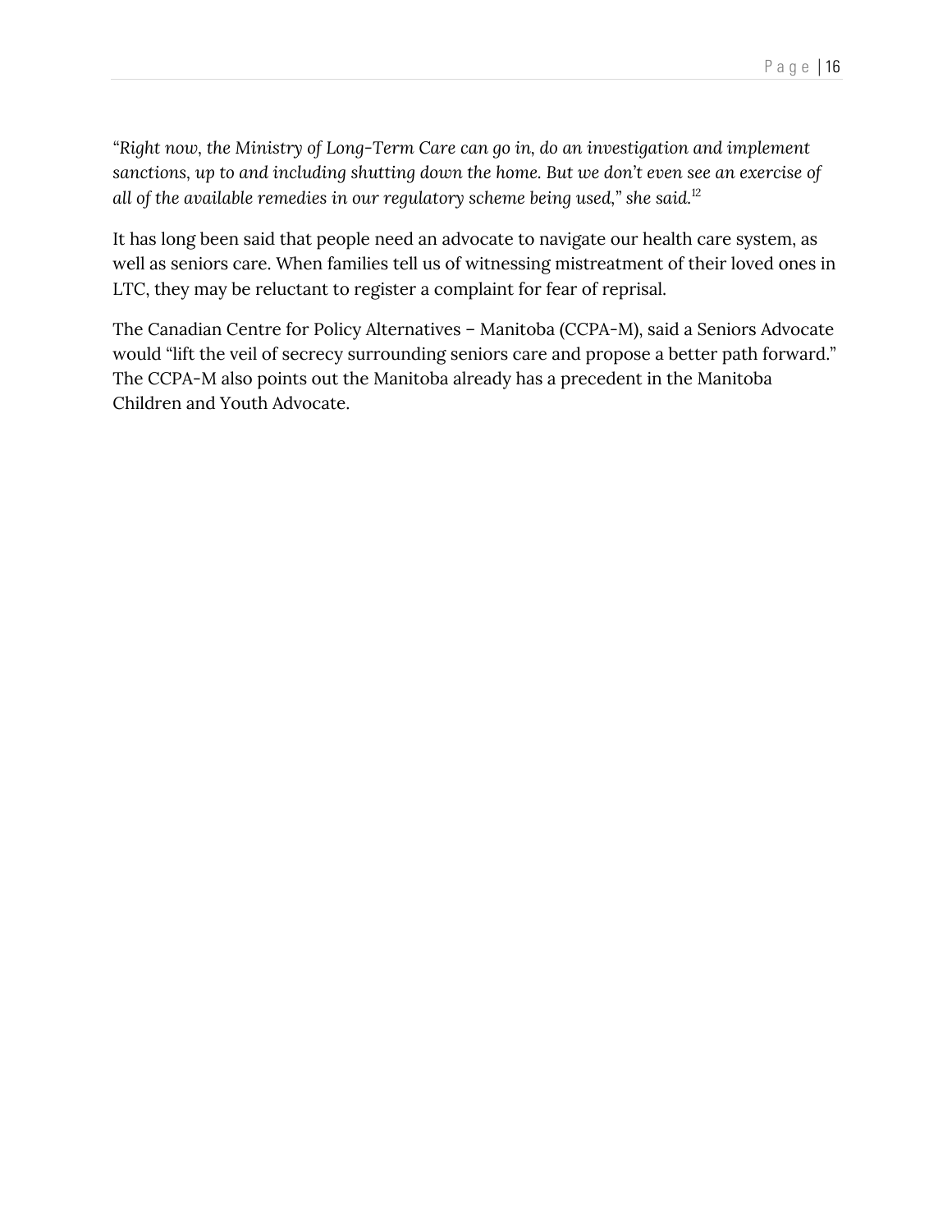*"Right now, the Ministry of Long-Term Care can go in, do an investigation and implement sanctions, up to and including shutting down the home. But we don't even see an exercise of all of the available remedies in our regulatory scheme being used," she said.*[12]

It has long been said that people need an advocate to navigate our health care system, as well as seniors care. When families tell us of witnessing mistreatment of their loved ones in LTC, they may be reluctant to register a complaint for fear of reprisal.

The Canadian Centre for Policy Alternatives – Manitoba (CCPA-M), said a Seniors Advocate would "lift the veil of secrecy surrounding seniors care and propose a better path forward." The CCPA-M also points out the Manitoba already has a precedent in the Manitoba Children and Youth Advocate.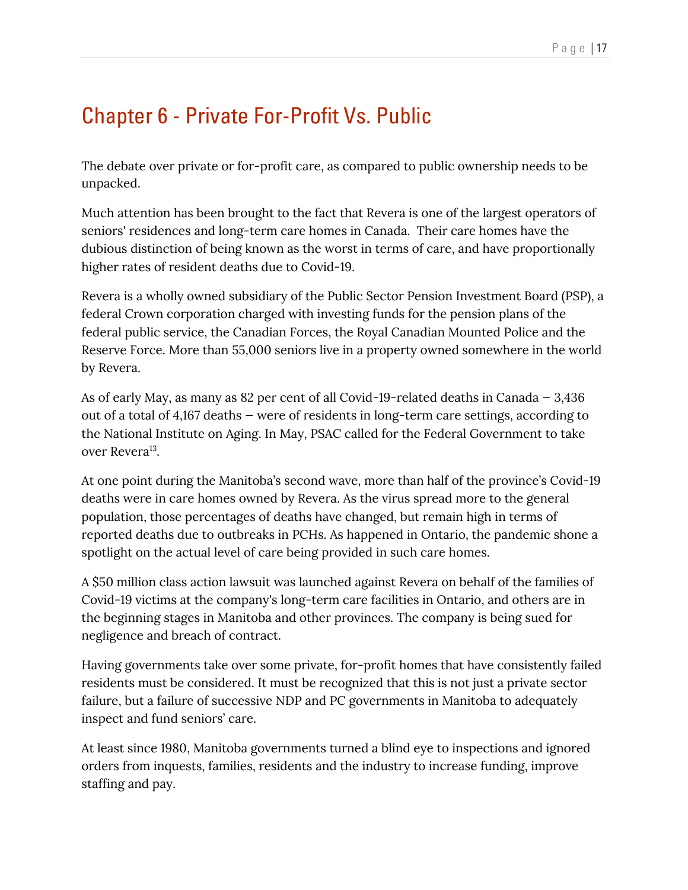# Chapter 6 - Private For-Profit Vs. Public

The debate over private or for-profit care, as compared to public ownership needs to be unpacked.

Much attention has been brought to the fact that Revera is one of the largest operators of seniors' residences and long-term care homes in Canada.  Their care homes have the dubious distinction of being known as the worst in terms of care, and have proportionally higher rates of resident deaths due to Covid-19.

Revera is a wholly owned subsidiary of the Public Sector Pension Investment Board (PSP), a federal Crown corporation charged with investing funds for the pension plans of the federal public service, the Canadian Forces, the Royal Canadian Mounted Police and the Reserve Force. More than 55,000 seniors live in a property owned somewhere in the world by Revera.

As of early May, as many as 82 per cent of all Covid-19-related deaths in Canada – 3,436 out of a total of 4,167 deaths – were of residents in long-term care settings, according to the National Institute on Aging. In May, PSAC called for the Federal Government to take over Revera[13].

At one point during the Manitoba's second wave, more than half of the province's Covid-19 deaths were in care homes owned by Revera. As the virus spread more to the general population, those percentages of deaths have changed, but remain high in terms of reported deaths due to outbreaks in PCHs. As happened in Ontario, the pandemic shone a spotlight on the actual level of care being provided in such care homes.

A $50 million class action lawsuit was launched against Revera on behalf of the families of Covid-19 victims at the company's long-term care facilities in Ontario, and others are in the beginning stages in Manitoba and other provinces. The company is being sued for negligence and breach of contract.

Having governments take over some private, for-profit homes that have consistently failed residents must be considered. It must be recognized that this is not just a private sector failure, but a failure of successive NDP and PC governments in Manitoba to adequately inspect and fund seniors' care.

At least since 1980, Manitoba governments turned a blind eye to inspections and ignored orders from inquests, families, residents and the industry to increase funding, improve staffing and pay.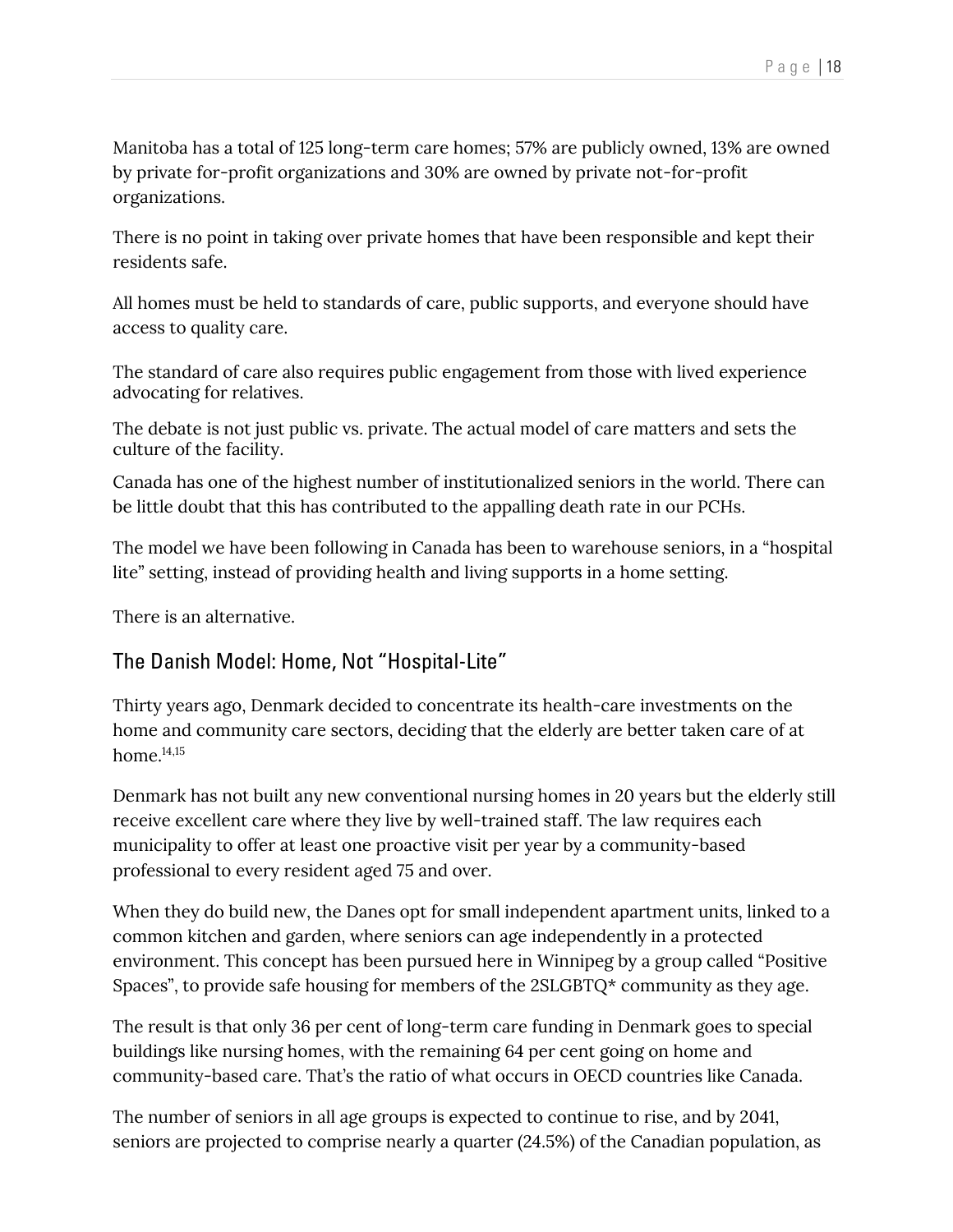Manitoba has a total of 125 long-term care homes; 57% are publicly owned, 13% are owned by private for-profit organizations and 30% are owned by private not-for-profit organizations.

There is no point in taking over private homes that have been responsible and kept their residents safe.

All homes must be held to standards of care, public supports, and everyone should have access to quality care.

The standard of care also requires public engagement from those with lived experience advocating for relatives.

The debate is not just public vs. private. The actual model of care matters and sets the culture of the facility.

Canada has one of the highest number of institutionalized seniors in the world. There can be little doubt that this has contributed to the appalling death rate in our PCHs.

The model we have been following in Canada has been to warehouse seniors, in a "hospital lite" setting, instead of providing health and living supports in a home setting.

There is an alternative.

## The Danish Model: Home, Not "Hospital-Lite"

Thirty years ago, Denmark decided to concentrate its health-care investments on the home and community care sectors, deciding that the elderly are better taken care of at home.[14,15]

Denmark has not built any new conventional nursing homes in 20 years but the elderly still receive excellent care where they live by well-trained staff. The law requires each municipality to offer at least one proactive visit per year by a community-based professional to every resident aged 75 and over.

When they do build new, the Danes opt for small independent apartment units, linked to a common kitchen and garden, where seniors can age independently in a protected environment. This concept has been pursued here in Winnipeg by a group called "Positive Spaces", to provide safe housing for members of the 2SLGBTQ* community as they age.

The result is that only 36 per cent of long-term care funding in Denmark goes to special buildings like nursing homes, with the remaining 64 per cent going on home and community-based care. That's the ratio of what occurs in OECD countries like Canada.

The number of seniors in all age groups is expected to continue to rise, and by 2041, seniors are projected to comprise nearly a quarter (24.5%) of the Canadian population, as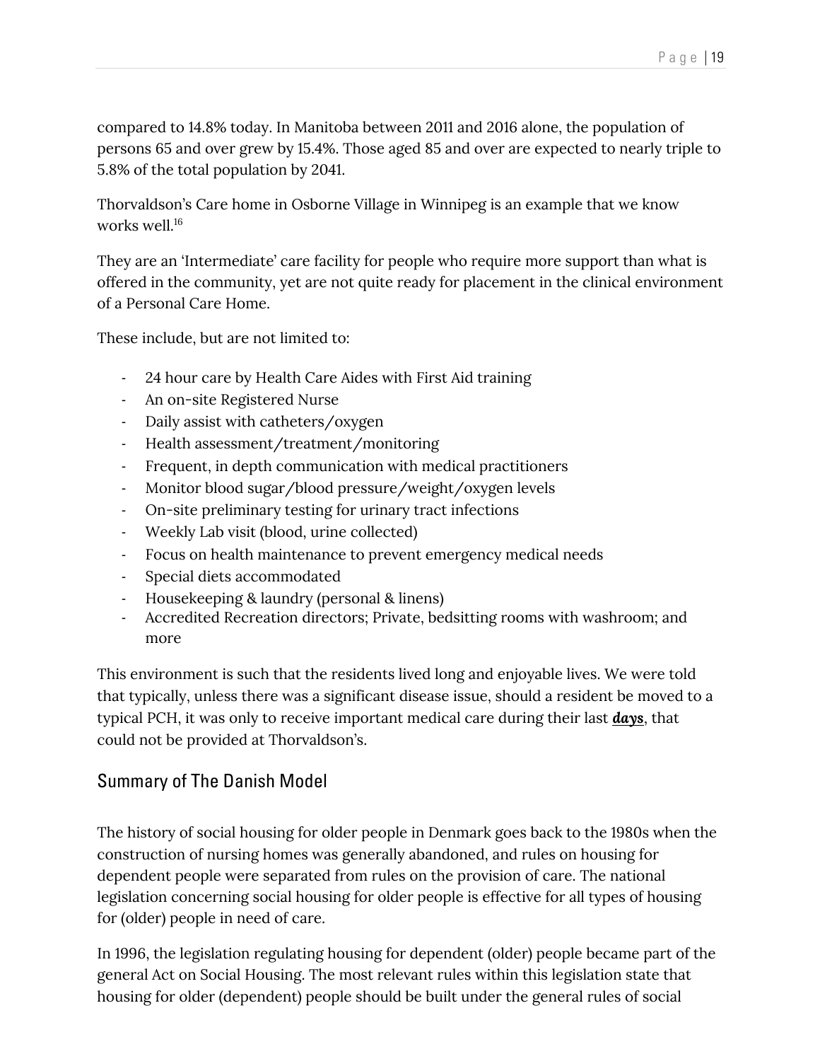compared to 14.8% today. In Manitoba between 2011 and 2016 alone, the population of persons 65 and over grew by 15.4%. Those aged 85 and over are expected to nearly triple to 5.8% of the total population by 2041.

Thorvaldson's Care home in Osborne Village in Winnipeg is an example that we know works well.[16]

They are an 'Intermediate' care facility for people who require more support than what is offered in the community, yet are not quite ready for placement in the clinical environment of a Personal Care Home.

These include, but are not limited to:

- 24 hour care by Health Care Aides with First Aid training
- An on-site Registered Nurse
- Daily assist with catheters/oxygen
- Health assessment/treatment/monitoring
- Frequent, in depth communication with medical practitioners
- Monitor blood sugar/blood pressure/weight/oxygen levels
- On-site preliminary testing for urinary tract infections
- Weekly Lab visit (blood, urine collected)
- Focus on health maintenance to prevent emergency medical needs
- Special diets accommodated
- Housekeeping & laundry (personal & linens)
- Accredited Recreation directors; Private, bedsitting rooms with washroom; and more

This environment is such that the residents lived long and enjoyable lives. We were told that typically, unless there was a significant disease issue, should a resident be moved to a typical PCH, it was only to receive important medical care during their last ***days***, that could not be provided at Thorvaldson's.

## Summary of The Danish Model

The history of social housing for older people in Denmark goes back to the 1980s when the construction of nursing homes was generally abandoned, and rules on housing for dependent people were separated from rules on the provision of care. The national legislation concerning social housing for older people is effective for all types of housing for (older) people in need of care.

In 1996, the legislation regulating housing for dependent (older) people became part of the general Act on Social Housing. The most relevant rules within this legislation state that housing for older (dependent) people should be built under the general rules of social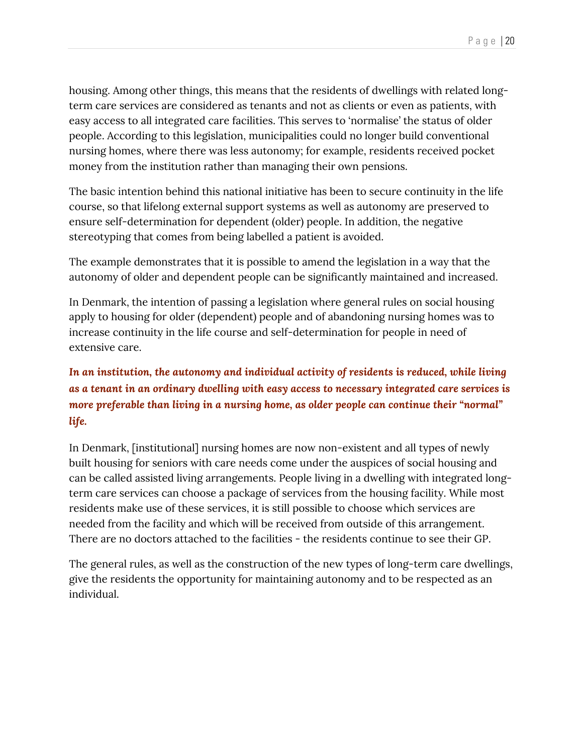housing. Among other things, this means that the residents of dwellings with related long-term care services are considered as tenants and not as clients or even as patients, with easy access to all integrated care facilities. This serves to 'normalise' the status of older people. According to this legislation, municipalities could no longer build conventional nursing homes, where there was less autonomy; for example, residents received pocket money from the institution rather than managing their own pensions.

The basic intention behind this national initiative has been to secure continuity in the life course, so that lifelong external support systems as well as autonomy are preserved to ensure self-determination for dependent (older) people. In addition, the negative stereotyping that comes from being labelled a patient is avoided.

The example demonstrates that it is possible to amend the legislation in a way that the autonomy of older and dependent people can be significantly maintained and increased.

In Denmark, the intention of passing a legislation where general rules on social housing apply to housing for older (dependent) people and of abandoning nursing homes was to increase continuity in the life course and self-determination for people in need of extensive care.

***In an institution, the autonomy and individual activity of residents is reduced, while living as a tenant in an ordinary dwelling with easy access to necessary integrated care services is more preferable than living in a nursing home, as older people can continue their "normal" life.***

In Denmark, [institutional] nursing homes are now non-existent and all types of newly built housing for seniors with care needs come under the auspices of social housing and can be called assisted living arrangements. People living in a dwelling with integrated long-term care services can choose a package of services from the housing facility. While most residents make use of these services, it is still possible to choose which services are needed from the facility and which will be received from outside of this arrangement. There are no doctors attached to the facilities - the residents continue to see their GP.

The general rules, as well as the construction of the new types of long-term care dwellings, give the residents the opportunity for maintaining autonomy and to be respected as an individual.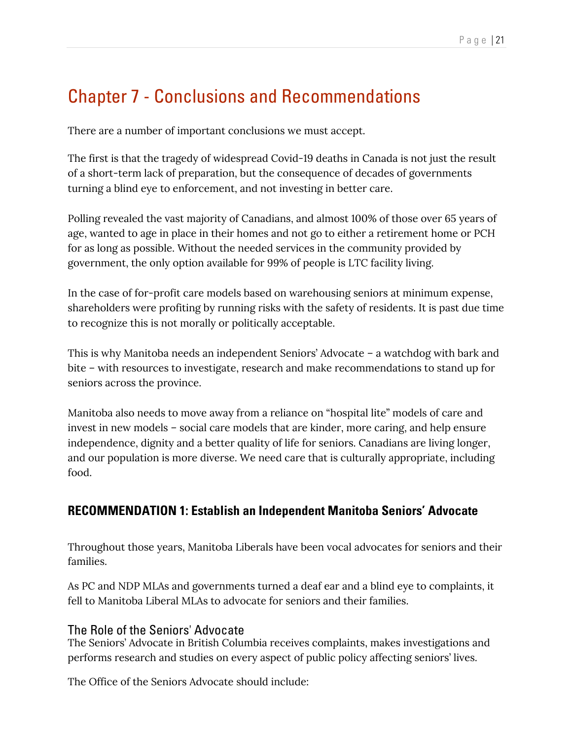# Chapter 7 - Conclusions and Recommendations

There are a number of important conclusions we must accept.

The first is that the tragedy of widespread Covid-19 deaths in Canada is not just the result of a short-term lack of preparation, but the consequence of decades of governments turning a blind eye to enforcement, and not investing in better care.

Polling revealed the vast majority of Canadians, and almost 100% of those over 65 years of age, wanted to age in place in their homes and not go to either a retirement home or PCH for as long as possible. Without the needed services in the community provided by government, the only option available for 99% of people is LTC facility living.

In the case of for-profit care models based on warehousing seniors at minimum expense, shareholders were profiting by running risks with the safety of residents. It is past due time to recognize this is not morally or politically acceptable.

This is why Manitoba needs an independent Seniors' Advocate – a watchdog with bark and bite – with resources to investigate, research and make recommendations to stand up for seniors across the province.

Manitoba also needs to move away from a reliance on "hospital lite" models of care and invest in new models – social care models that are kinder, more caring, and help ensure independence, dignity and a better quality of life for seniors. Canadians are living longer, and our population is more diverse. We need care that is culturally appropriate, including food.

### RECOMMENDATION 1: Establish an Independent Manitoba Seniors' Advocate

Throughout those years, Manitoba Liberals have been vocal advocates for seniors and their families.

As PC and NDP MLAs and governments turned a deaf ear and a blind eye to complaints, it fell to Manitoba Liberal MLAs to advocate for seniors and their families.

#### The Role of the Seniors' Advocate

The Seniors' Advocate in British Columbia receives complaints, makes investigations and performs research and studies on every aspect of public policy affecting seniors' lives.

The Office of the Seniors Advocate should include: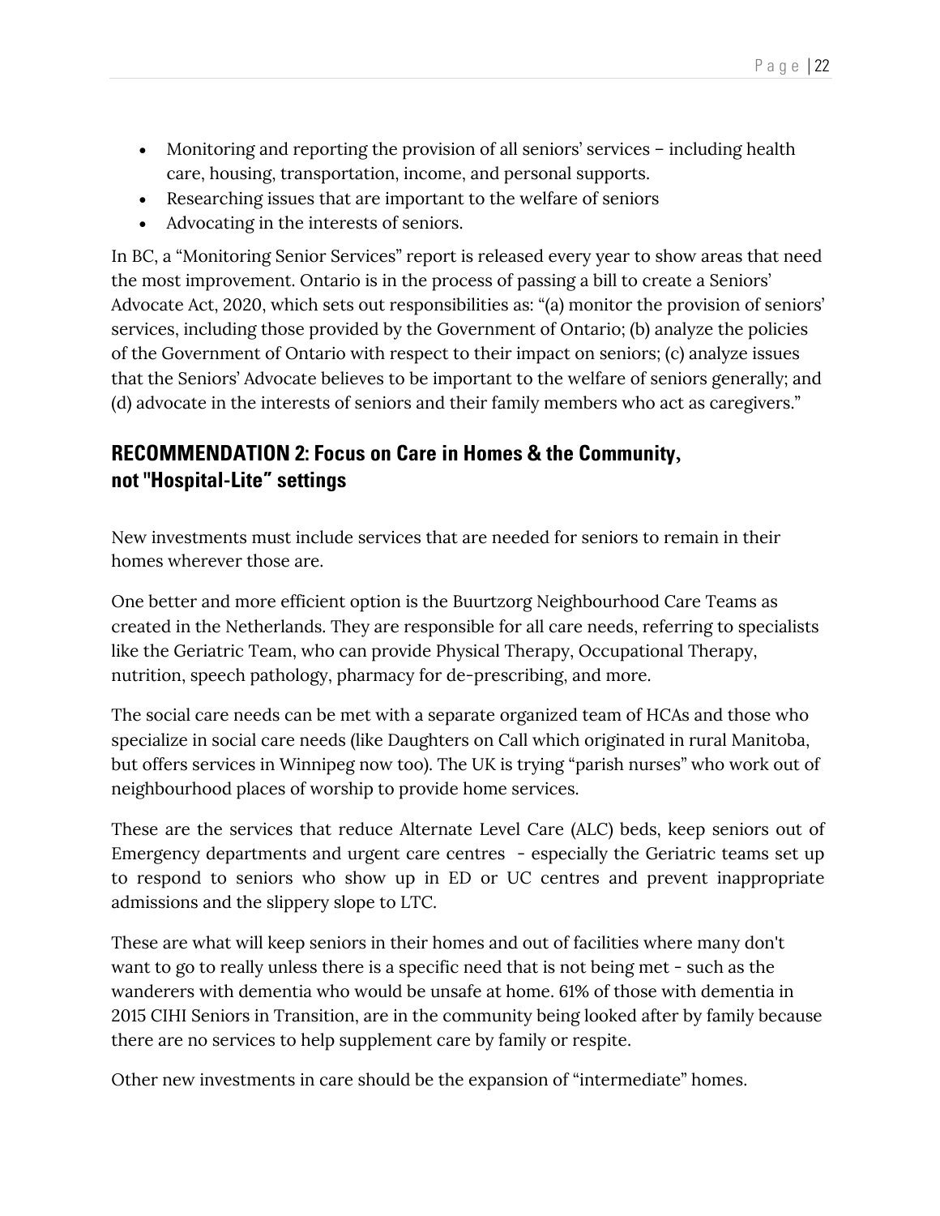- Monitoring and reporting the provision of all seniors' services – including health care, housing, transportation, income, and personal supports.
- Researching issues that are important to the welfare of seniors
- Advocating in the interests of seniors.

In BC, a "Monitoring Senior Services" report is released every year to show areas that need the most improvement. Ontario is in the process of passing a bill to create a Seniors' Advocate Act, 2020, which sets out responsibilities as: "(a) monitor the provision of seniors' services, including those provided by the Government of Ontario; (b) analyze the policies of the Government of Ontario with respect to their impact on seniors; (c) analyze issues that the Seniors' Advocate believes to be important to the welfare of seniors generally; and (d) advocate in the interests of seniors and their family members who act as caregivers."

## RECOMMENDATION 2: Focus on Care in Homes & the Community, not "Hospital-Lite" settings

New investments must include services that are needed for seniors to remain in their homes wherever those are.

One better and more efficient option is the Buurtzorg Neighbourhood Care Teams as created in the Netherlands. They are responsible for all care needs, referring to specialists like the Geriatric Team, who can provide Physical Therapy, Occupational Therapy, nutrition, speech pathology, pharmacy for de-prescribing, and more.

The social care needs can be met with a separate organized team of HCAs and those who specialize in social care needs (like Daughters on Call which originated in rural Manitoba, but offers services in Winnipeg now too). The UK is trying "parish nurses" who work out of neighbourhood places of worship to provide home services.

These are the services that reduce Alternate Level Care (ALC) beds, keep seniors out of Emergency departments and urgent care centres - especially the Geriatric teams set up to respond to seniors who show up in ED or UC centres and prevent inappropriate admissions and the slippery slope to LTC.

These are what will keep seniors in their homes and out of facilities where many don't want to go to really unless there is a specific need that is not being met - such as the wanderers with dementia who would be unsafe at home. 61% of those with dementia in 2015 CIHI Seniors in Transition, are in the community being looked after by family because there are no services to help supplement care by family or respite.

Other new investments in care should be the expansion of "intermediate" homes.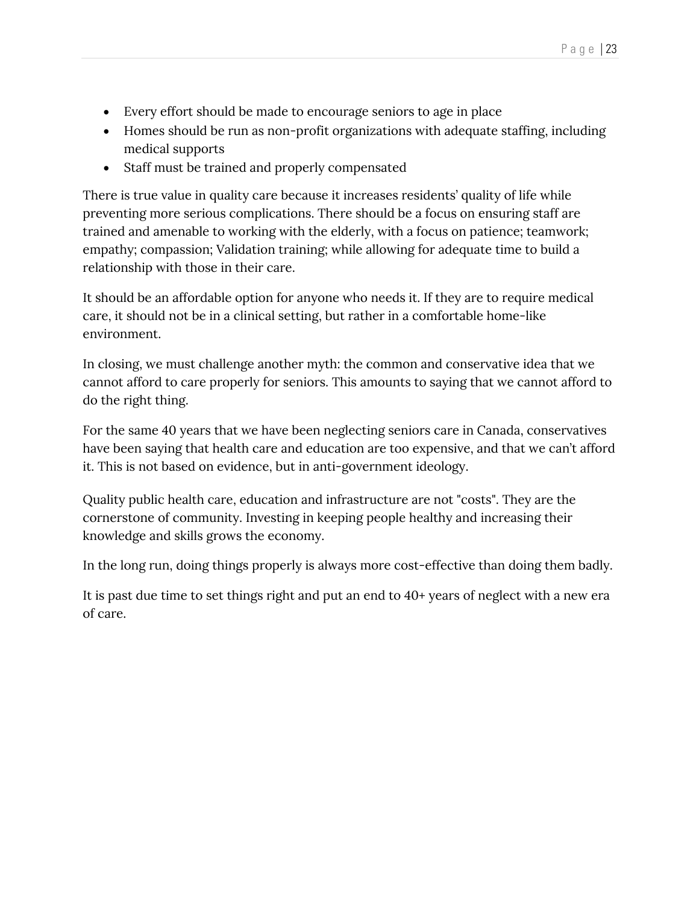- Every effort should be made to encourage seniors to age in place
- Homes should be run as non-profit organizations with adequate staffing, including medical supports
- Staff must be trained and properly compensated

There is true value in quality care because it increases residents' quality of life while preventing more serious complications. There should be a focus on ensuring staff are trained and amenable to working with the elderly, with a focus on patience; teamwork; empathy; compassion; Validation training; while allowing for adequate time to build a relationship with those in their care.

It should be an affordable option for anyone who needs it. If they are to require medical care, it should not be in a clinical setting, but rather in a comfortable home-like environment.

In closing, we must challenge another myth: the common and conservative idea that we cannot afford to care properly for seniors. This amounts to saying that we cannot afford to do the right thing.

For the same 40 years that we have been neglecting seniors care in Canada, conservatives have been saying that health care and education are too expensive, and that we can't afford it. This is not based on evidence, but in anti-government ideology.

Quality public health care, education and infrastructure are not "costs". They are the cornerstone of community. Investing in keeping people healthy and increasing their knowledge and skills grows the economy.

In the long run, doing things properly is always more cost-effective than doing them badly.

It is past due time to set things right and put an end to 40+ years of neglect with a new era of care.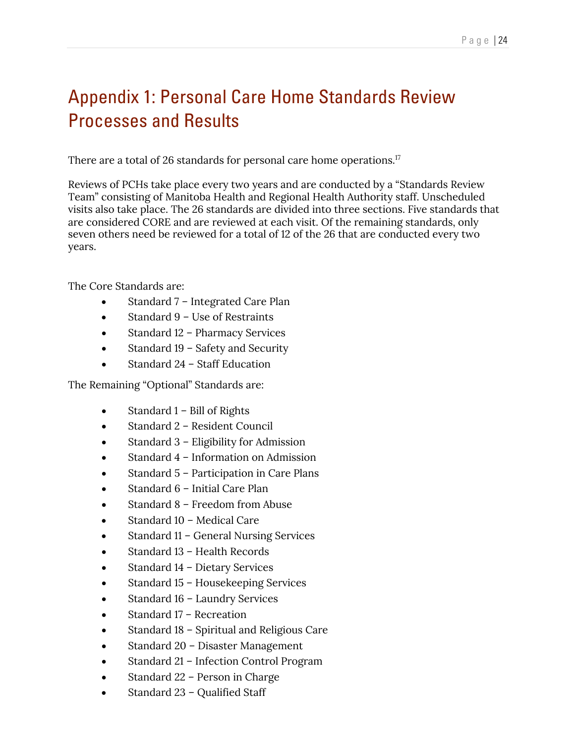# Appendix 1: Personal Care Home Standards Review Processes and Results

There are a total of 26 standards for personal care home operations.[17]

Reviews of PCHs take place every two years and are conducted by a "Standards Review Team" consisting of Manitoba Health and Regional Health Authority staff. Unscheduled visits also take place. The 26 standards are divided into three sections. Five standards that are considered CORE and are reviewed at each visit. Of the remaining standards, only seven others need be reviewed for a total of 12 of the 26 that are conducted every two years.

The Core Standards are:

- Standard 7 – Integrated Care Plan
- Standard 9 – Use of Restraints
- Standard 12 – Pharmacy Services
- Standard 19 – Safety and Security
- Standard 24 – Staff Education

The Remaining "Optional" Standards are:

- Standard 1 – Bill of Rights
- Standard 2 – Resident Council
- Standard 3 – Eligibility for Admission
- Standard 4 – Information on Admission
- Standard 5 – Participation in Care Plans
- Standard 6 – Initial Care Plan
- Standard 8 – Freedom from Abuse
- Standard 10 – Medical Care
- Standard 11 – General Nursing Services
- Standard 13 – Health Records
- Standard 14 – Dietary Services
- Standard 15 – Housekeeping Services
- Standard 16 – Laundry Services
- Standard 17 – Recreation
- Standard 18 – Spiritual and Religious Care
- Standard 20 – Disaster Management
- Standard 21 – Infection Control Program
- Standard 22 – Person in Charge
- Standard 23 – Qualified Staff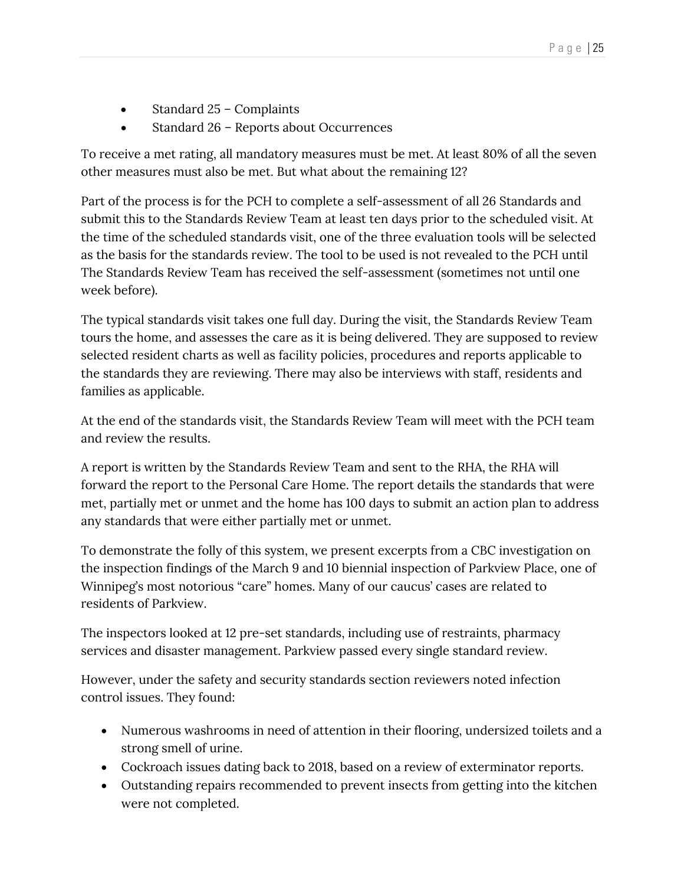- Standard 25 – Complaints
- Standard 26 – Reports about Occurrences

To receive a met rating, all mandatory measures must be met. At least 80% of all the seven other measures must also be met. But what about the remaining 12?

Part of the process is for the PCH to complete a self-assessment of all 26 Standards and submit this to the Standards Review Team at least ten days prior to the scheduled visit. At the time of the scheduled standards visit, one of the three evaluation tools will be selected as the basis for the standards review. The tool to be used is not revealed to the PCH until The Standards Review Team has received the self-assessment (sometimes not until one week before).

The typical standards visit takes one full day. During the visit, the Standards Review Team tours the home, and assesses the care as it is being delivered. They are supposed to review selected resident charts as well as facility policies, procedures and reports applicable to the standards they are reviewing. There may also be interviews with staff, residents and families as applicable.

At the end of the standards visit, the Standards Review Team will meet with the PCH team and review the results.

A report is written by the Standards Review Team and sent to the RHA, the RHA will forward the report to the Personal Care Home. The report details the standards that were met, partially met or unmet and the home has 100 days to submit an action plan to address any standards that were either partially met or unmet.

To demonstrate the folly of this system, we present excerpts from a CBC investigation on the inspection findings of the March 9 and 10 biennial inspection of Parkview Place, one of Winnipeg's most notorious "care" homes. Many of our caucus' cases are related to residents of Parkview.

The inspectors looked at 12 pre-set standards, including use of restraints, pharmacy services and disaster management. Parkview passed every single standard review.

However, under the safety and security standards section reviewers noted infection control issues. They found:

- Numerous washrooms in need of attention in their flooring, undersized toilets and a strong smell of urine.
- Cockroach issues dating back to 2018, based on a review of exterminator reports.
- Outstanding repairs recommended to prevent insects from getting into the kitchen were not completed.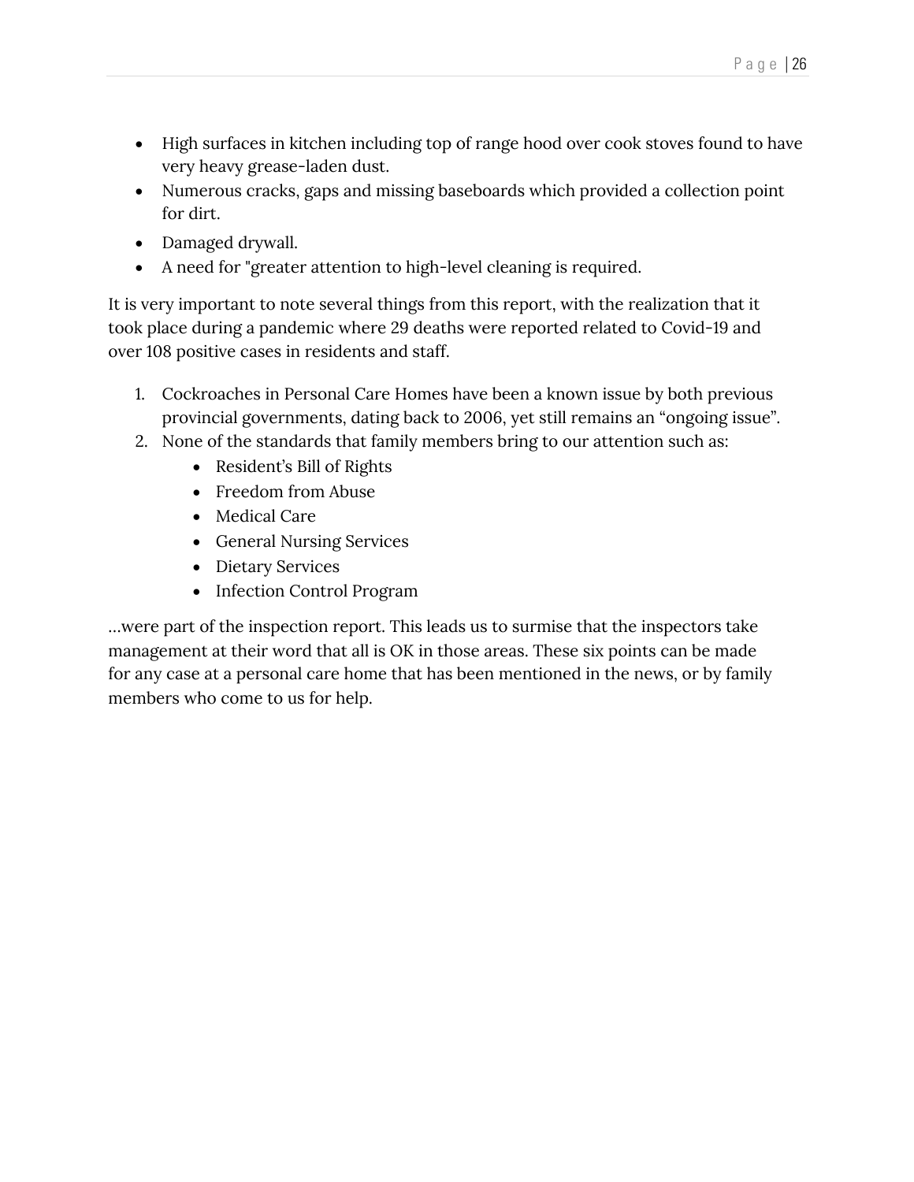- High surfaces in kitchen including top of range hood over cook stoves found to have very heavy grease-laden dust.
- Numerous cracks, gaps and missing baseboards which provided a collection point for dirt.
- Damaged drywall.
- A need for "greater attention to high-level cleaning is required.

It is very important to note several things from this report, with the realization that it took place during a pandemic where 29 deaths were reported related to Covid-19 and over 108 positive cases in residents and staff.

1. Cockroaches in Personal Care Homes have been a known issue by both previous provincial governments, dating back to 2006, yet still remains an "ongoing issue".
2. None of the standards that family members bring to our attention such as:
   - Resident's Bill of Rights
   - Freedom from Abuse
   - Medical Care
   - General Nursing Services
   - Dietary Services
   - Infection Control Program

…were part of the inspection report. This leads us to surmise that the inspectors take management at their word that all is OK in those areas. These six points can be made for any case at a personal care home that has been mentioned in the news, or by family members who come to us for help.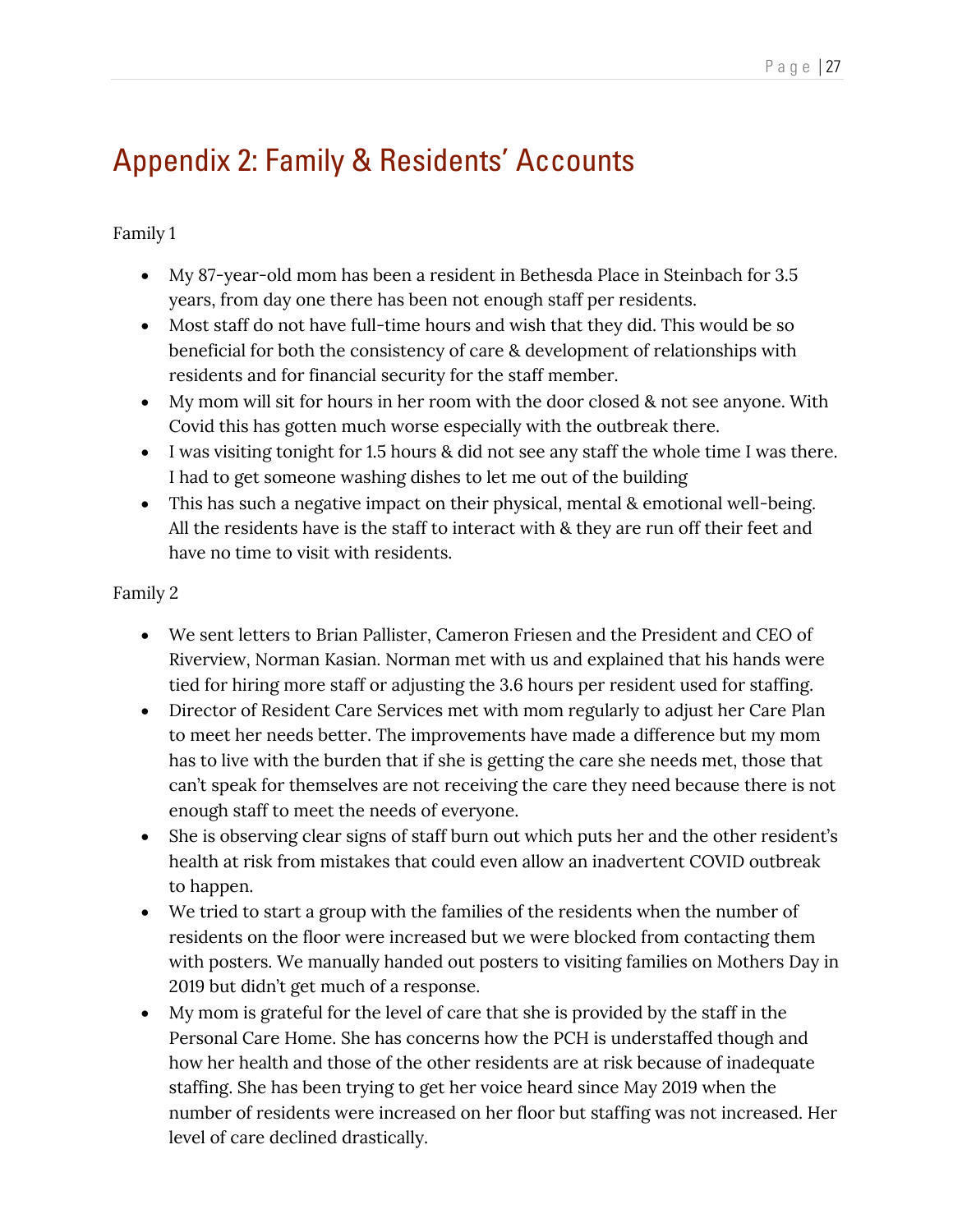# Appendix 2: Family & Residents' Accounts

Family 1

- My 87-year-old mom has been a resident in Bethesda Place in Steinbach for 3.5 years, from day one there has been not enough staff per residents.
- Most staff do not have full-time hours and wish that they did. This would be so beneficial for both the consistency of care & development of relationships with residents and for financial security for the staff member.
- My mom will sit for hours in her room with the door closed & not see anyone. With Covid this has gotten much worse especially with the outbreak there.
- I was visiting tonight for 1.5 hours & did not see any staff the whole time I was there. I had to get someone washing dishes to let me out of the building
- This has such a negative impact on their physical, mental & emotional well-being. All the residents have is the staff to interact with & they are run off their feet and have no time to visit with residents.

Family 2

- We sent letters to Brian Pallister, Cameron Friesen and the President and CEO of Riverview, Norman Kasian. Norman met with us and explained that his hands were tied for hiring more staff or adjusting the 3.6 hours per resident used for staffing.
- Director of Resident Care Services met with mom regularly to adjust her Care Plan to meet her needs better. The improvements have made a difference but my mom has to live with the burden that if she is getting the care she needs met, those that can't speak for themselves are not receiving the care they need because there is not enough staff to meet the needs of everyone.
- She is observing clear signs of staff burn out which puts her and the other resident's health at risk from mistakes that could even allow an inadvertent COVID outbreak to happen.
- We tried to start a group with the families of the residents when the number of residents on the floor were increased but we were blocked from contacting them with posters. We manually handed out posters to visiting families on Mothers Day in 2019 but didn't get much of a response.
- My mom is grateful for the level of care that she is provided by the staff in the Personal Care Home. She has concerns how the PCH is understaffed though and how her health and those of the other residents are at risk because of inadequate staffing. She has been trying to get her voice heard since May 2019 when the number of residents were increased on her floor but staffing was not increased. Her level of care declined drastically.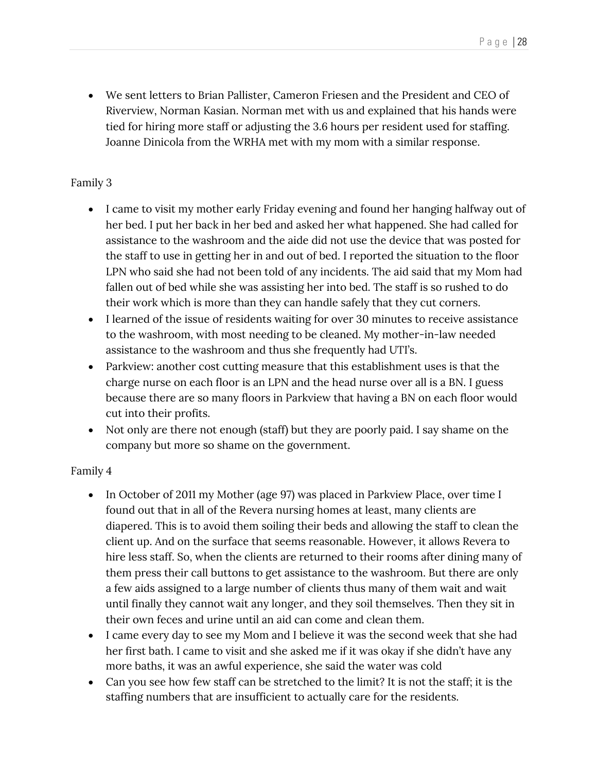- We sent letters to Brian Pallister, Cameron Friesen and the President and CEO of Riverview, Norman Kasian. Norman met with us and explained that his hands were tied for hiring more staff or adjusting the 3.6 hours per resident used for staffing. Joanne Dinicola from the WRHA met with my mom with a similar response.

Family 3

- I came to visit my mother early Friday evening and found her hanging halfway out of her bed. I put her back in her bed and asked her what happened. She had called for assistance to the washroom and the aide did not use the device that was posted for the staff to use in getting her in and out of bed. I reported the situation to the floor LPN who said she had not been told of any incidents. The aid said that my Mom had fallen out of bed while she was assisting her into bed. The staff is so rushed to do their work which is more than they can handle safely that they cut corners.
- I learned of the issue of residents waiting for over 30 minutes to receive assistance to the washroom, with most needing to be cleaned. My mother-in-law needed assistance to the washroom and thus she frequently had UTI's.
- Parkview: another cost cutting measure that this establishment uses is that the charge nurse on each floor is an LPN and the head nurse over all is a BN. I guess because there are so many floors in Parkview that having a BN on each floor would cut into their profits.
- Not only are there not enough (staff) but they are poorly paid. I say shame on the company but more so shame on the government.

Family 4

- In October of 2011 my Mother (age 97) was placed in Parkview Place, over time I found out that in all of the Revera nursing homes at least, many clients are diapered. This is to avoid them soiling their beds and allowing the staff to clean the client up. And on the surface that seems reasonable. However, it allows Revera to hire less staff. So, when the clients are returned to their rooms after dining many of them press their call buttons to get assistance to the washroom. But there are only a few aids assigned to a large number of clients thus many of them wait and wait until finally they cannot wait any longer, and they soil themselves. Then they sit in their own feces and urine until an aid can come and clean them.
- I came every day to see my Mom and I believe it was the second week that she had her first bath. I came to visit and she asked me if it was okay if she didn't have any more baths, it was an awful experience, she said the water was cold
- Can you see how few staff can be stretched to the limit? It is not the staff; it is the staffing numbers that are insufficient to actually care for the residents.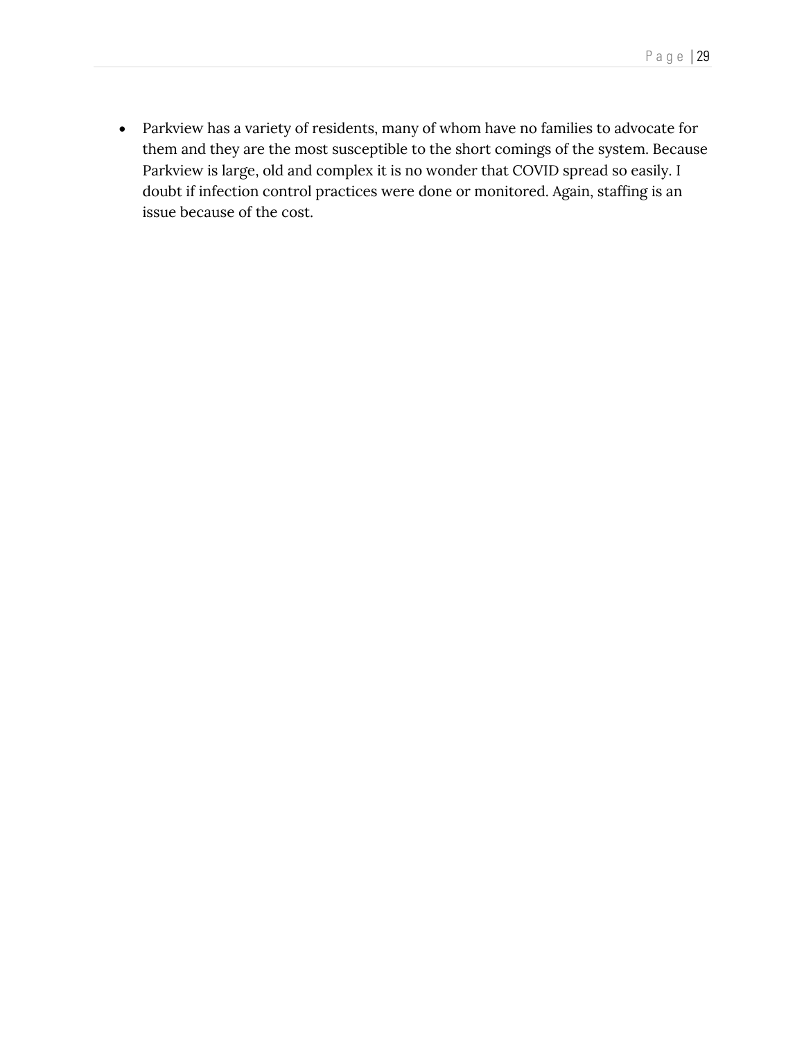- Parkview has a variety of residents, many of whom have no families to advocate for them and they are the most susceptible to the short comings of the system. Because Parkview is large, old and complex it is no wonder that COVID spread so easily. I doubt if infection control practices were done or monitored. Again, staffing is an issue because of the cost.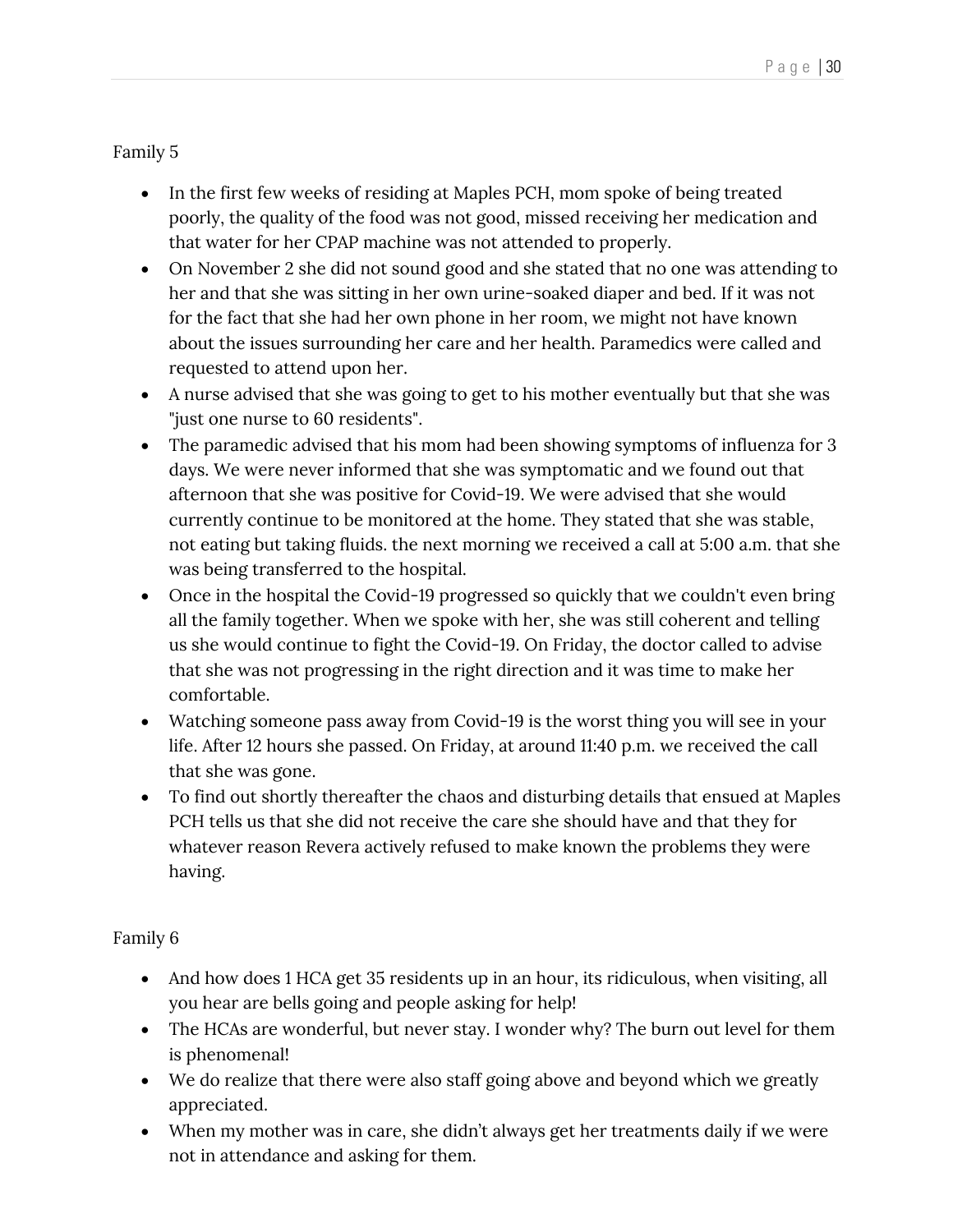Family 5

- In the first few weeks of residing at Maples PCH, mom spoke of being treated poorly, the quality of the food was not good, missed receiving her medication and that water for her CPAP machine was not attended to properly.
- On November 2 she did not sound good and she stated that no one was attending to her and that she was sitting in her own urine-soaked diaper and bed. If it was not for the fact that she had her own phone in her room, we might not have known about the issues surrounding her care and her health. Paramedics were called and requested to attend upon her.
- A nurse advised that she was going to get to his mother eventually but that she was "just one nurse to 60 residents".
- The paramedic advised that his mom had been showing symptoms of influenza for 3 days. We were never informed that she was symptomatic and we found out that afternoon that she was positive for Covid-19. We were advised that she would currently continue to be monitored at the home. They stated that she was stable, not eating but taking fluids. the next morning we received a call at 5:00 a.m. that she was being transferred to the hospital.
- Once in the hospital the Covid-19 progressed so quickly that we couldn't even bring all the family together. When we spoke with her, she was still coherent and telling us she would continue to fight the Covid-19. On Friday, the doctor called to advise that she was not progressing in the right direction and it was time to make her comfortable.
- Watching someone pass away from Covid-19 is the worst thing you will see in your life. After 12 hours she passed. On Friday, at around 11:40 p.m. we received the call that she was gone.
- To find out shortly thereafter the chaos and disturbing details that ensued at Maples PCH tells us that she did not receive the care she should have and that they for whatever reason Revera actively refused to make known the problems they were having.

Family 6

- And how does 1 HCA get 35 residents up in an hour, its ridiculous, when visiting, all you hear are bells going and people asking for help!
- The HCAs are wonderful, but never stay. I wonder why? The burn out level for them is phenomenal!
- We do realize that there were also staff going above and beyond which we greatly appreciated.
- When my mother was in care, she didn't always get her treatments daily if we were not in attendance and asking for them.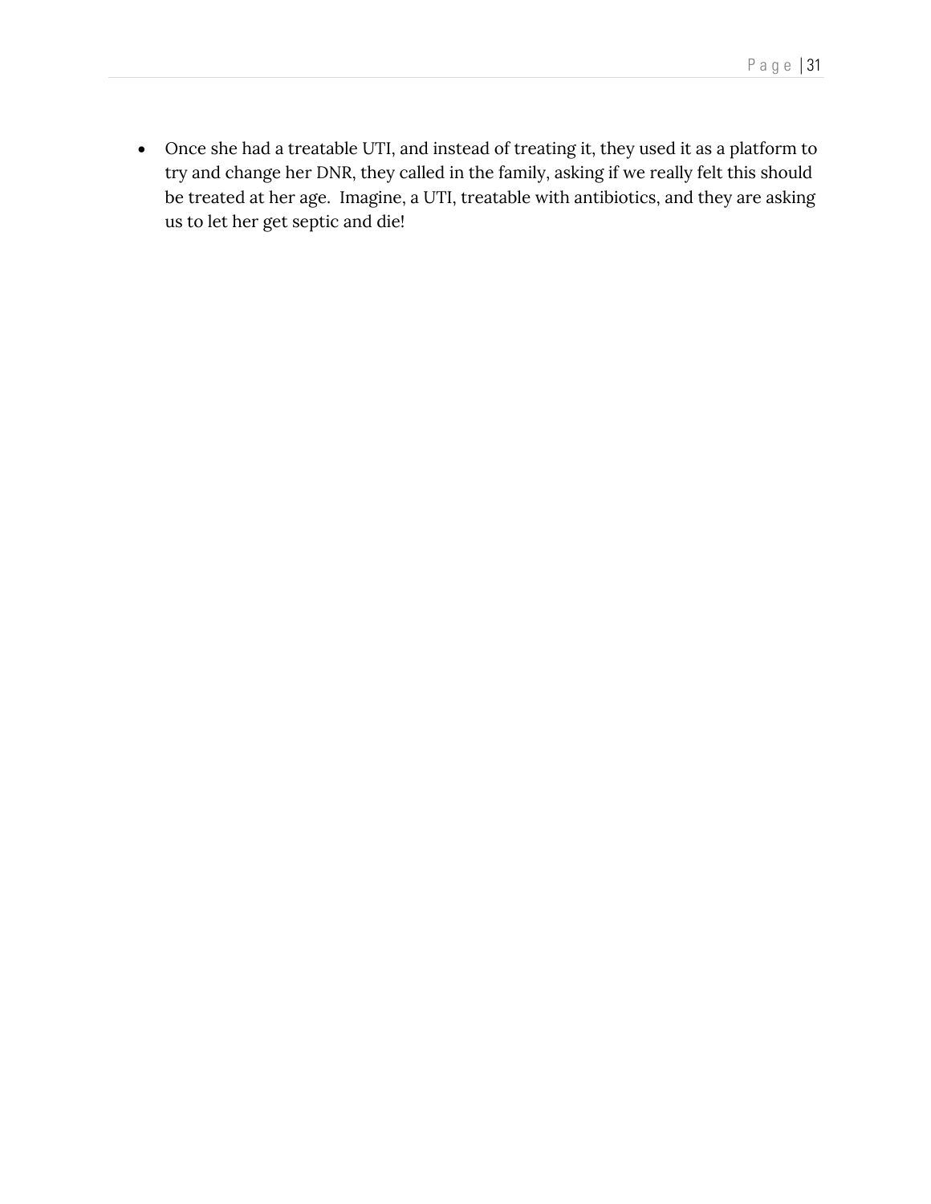- Once she had a treatable UTI, and instead of treating it, they used it as a platform to try and change her DNR, they called in the family, asking if we really felt this should be treated at her age. Imagine, a UTI, treatable with antibiotics, and they are asking us to let her get septic and die!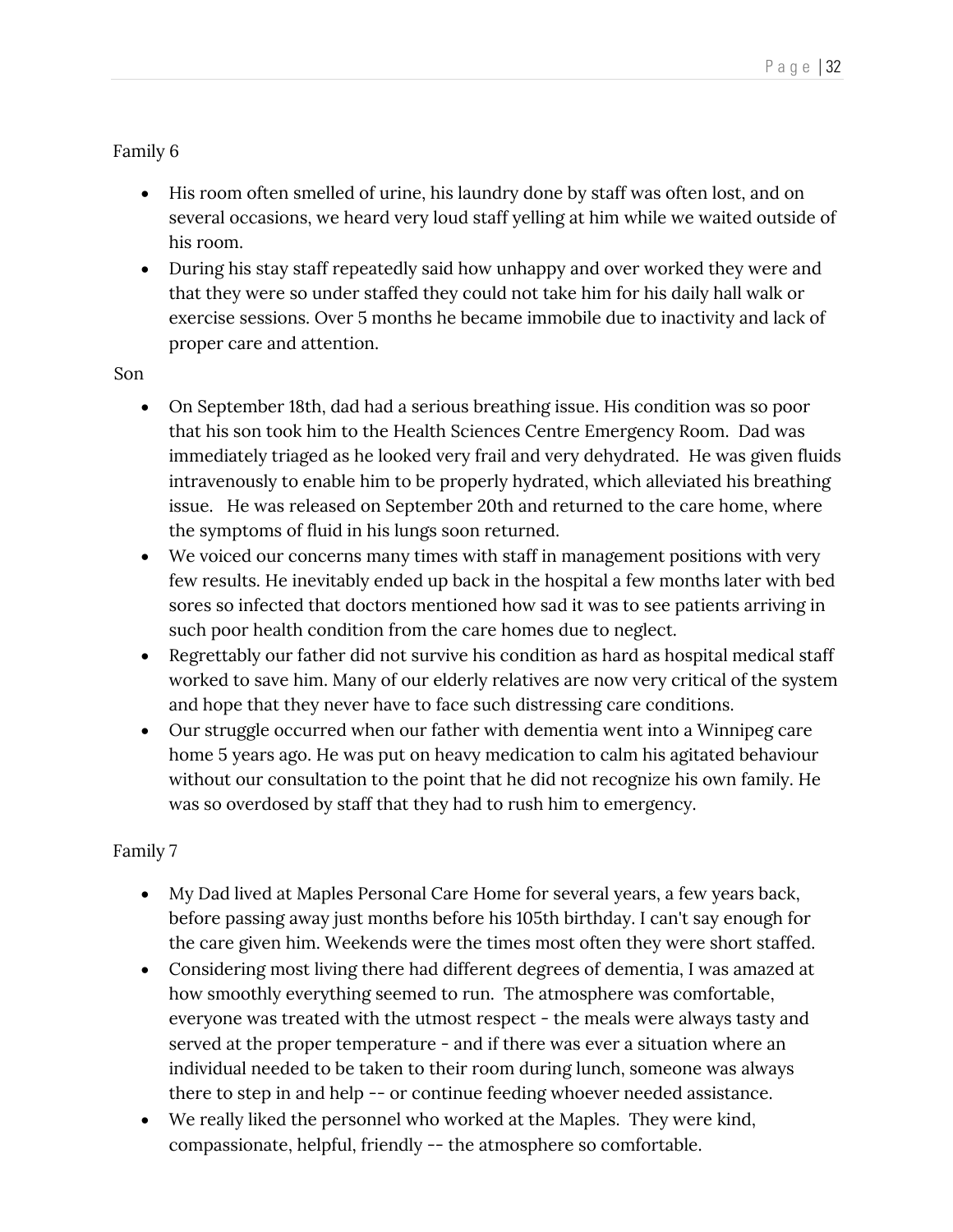Family 6

- His room often smelled of urine, his laundry done by staff was often lost, and on several occasions, we heard very loud staff yelling at him while we waited outside of his room.
- During his stay staff repeatedly said how unhappy and over worked they were and that they were so under staffed they could not take him for his daily hall walk or exercise sessions. Over 5 months he became immobile due to inactivity and lack of proper care and attention.

Son

- On September 18th, dad had a serious breathing issue. His condition was so poor that his son took him to the Health Sciences Centre Emergency Room. Dad was immediately triaged as he looked very frail and very dehydrated. He was given fluids intravenously to enable him to be properly hydrated, which alleviated his breathing issue. He was released on September 20th and returned to the care home, where the symptoms of fluid in his lungs soon returned.
- We voiced our concerns many times with staff in management positions with very few results. He inevitably ended up back in the hospital a few months later with bed sores so infected that doctors mentioned how sad it was to see patients arriving in such poor health condition from the care homes due to neglect.
- Regrettably our father did not survive his condition as hard as hospital medical staff worked to save him. Many of our elderly relatives are now very critical of the system and hope that they never have to face such distressing care conditions.
- Our struggle occurred when our father with dementia went into a Winnipeg care home 5 years ago. He was put on heavy medication to calm his agitated behaviour without our consultation to the point that he did not recognize his own family. He was so overdosed by staff that they had to rush him to emergency.

Family 7

- My Dad lived at Maples Personal Care Home for several years, a few years back, before passing away just months before his 105th birthday. I can't say enough for the care given him. Weekends were the times most often they were short staffed.
- Considering most living there had different degrees of dementia, I was amazed at how smoothly everything seemed to run. The atmosphere was comfortable, everyone was treated with the utmost respect - the meals were always tasty and served at the proper temperature - and if there was ever a situation where an individual needed to be taken to their room during lunch, someone was always there to step in and help -- or continue feeding whoever needed assistance.
- We really liked the personnel who worked at the Maples. They were kind, compassionate, helpful, friendly -- the atmosphere so comfortable.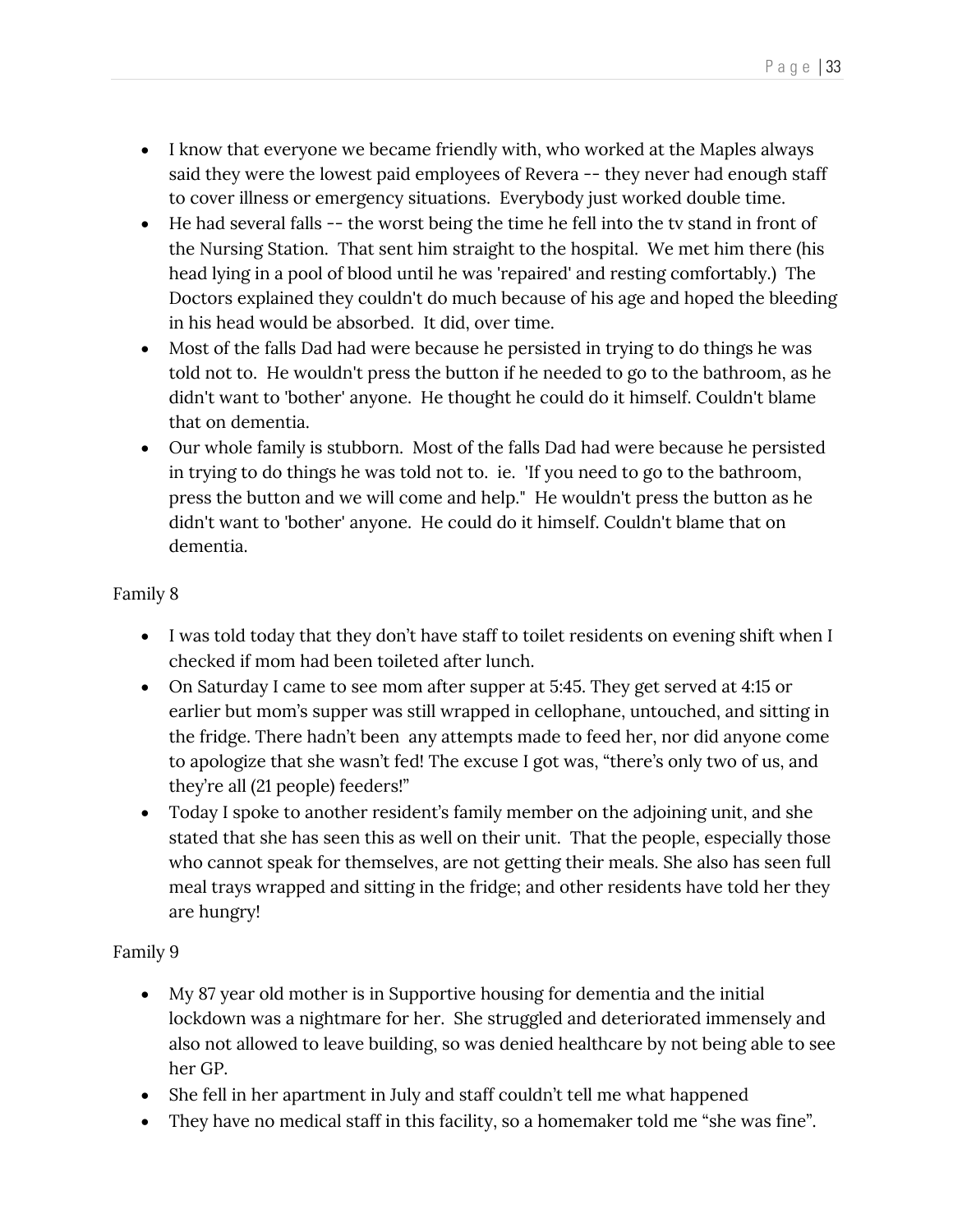- I know that everyone we became friendly with, who worked at the Maples always said they were the lowest paid employees of Revera -- they never had enough staff to cover illness or emergency situations. Everybody just worked double time.
- He had several falls -- the worst being the time he fell into the tv stand in front of the Nursing Station. That sent him straight to the hospital. We met him there (his head lying in a pool of blood until he was 'repaired' and resting comfortably.) The Doctors explained they couldn't do much because of his age and hoped the bleeding in his head would be absorbed. It did, over time.
- Most of the falls Dad had were because he persisted in trying to do things he was told not to. He wouldn't press the button if he needed to go to the bathroom, as he didn't want to 'bother' anyone. He thought he could do it himself. Couldn't blame that on dementia.
- Our whole family is stubborn. Most of the falls Dad had were because he persisted in trying to do things he was told not to. ie. 'If you need to go to the bathroom, press the button and we will come and help." He wouldn't press the button as he didn't want to 'bother' anyone. He could do it himself. Couldn't blame that on dementia.

Family 8

- I was told today that they don't have staff to toilet residents on evening shift when I checked if mom had been toileted after lunch.
- On Saturday I came to see mom after supper at 5:45. They get served at 4:15 or earlier but mom's supper was still wrapped in cellophane, untouched, and sitting in the fridge. There hadn't been any attempts made to feed her, nor did anyone come to apologize that she wasn't fed! The excuse I got was, "there's only two of us, and they're all (21 people) feeders!"
- Today I spoke to another resident's family member on the adjoining unit, and she stated that she has seen this as well on their unit. That the people, especially those who cannot speak for themselves, are not getting their meals. She also has seen full meal trays wrapped and sitting in the fridge; and other residents have told her they are hungry!

Family 9

- My 87 year old mother is in Supportive housing for dementia and the initial lockdown was a nightmare for her. She struggled and deteriorated immensely and also not allowed to leave building, so was denied healthcare by not being able to see her GP.
- She fell in her apartment in July and staff couldn't tell me what happened
- They have no medical staff in this facility, so a homemaker told me "she was fine".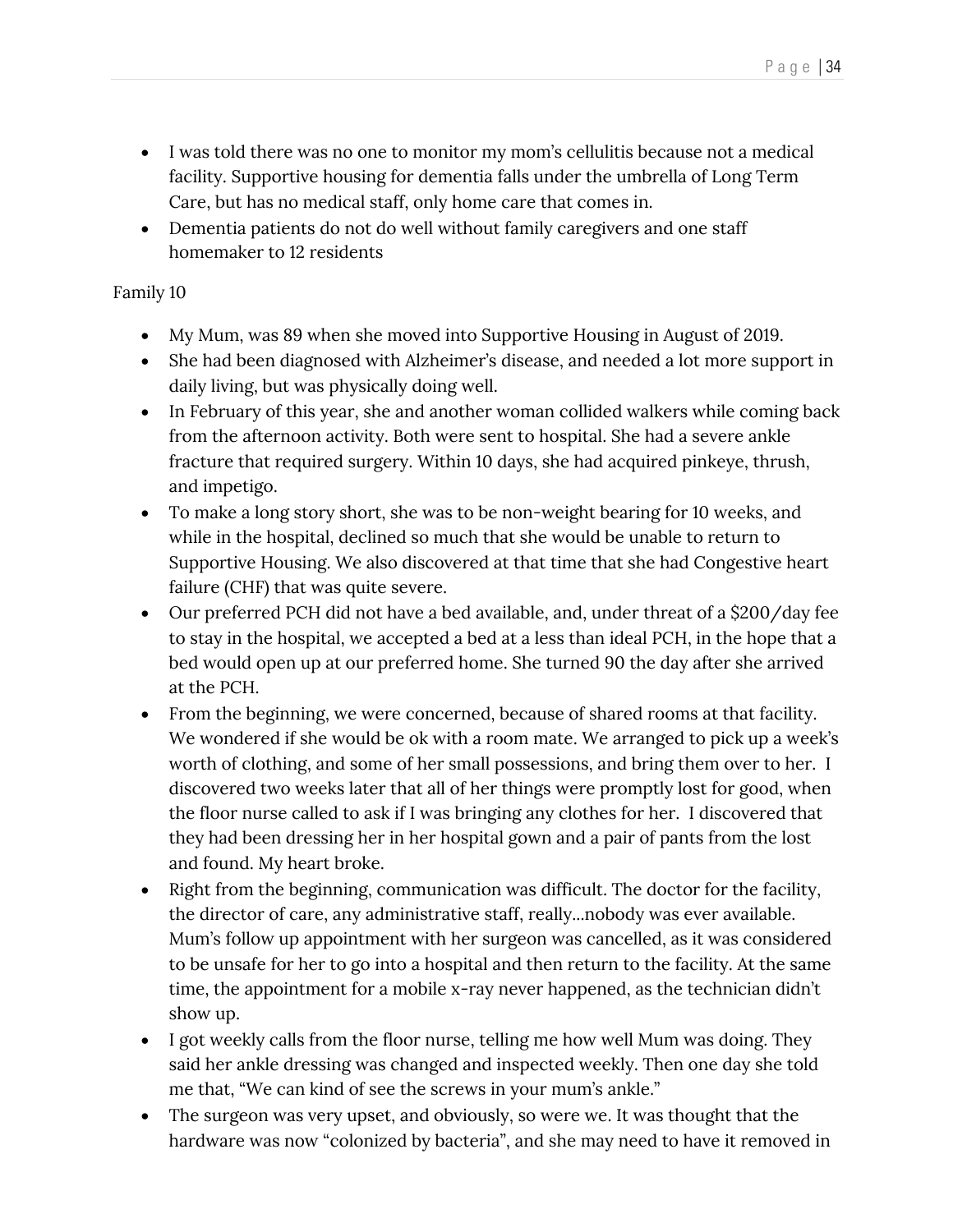- I was told there was no one to monitor my mom's cellulitis because not a medical facility. Supportive housing for dementia falls under the umbrella of Long Term Care, but has no medical staff, only home care that comes in.
- Dementia patients do not do well without family caregivers and one staff homemaker to 12 residents

Family 10

- My Mum, was 89 when she moved into Supportive Housing in August of 2019.
- She had been diagnosed with Alzheimer's disease, and needed a lot more support in daily living, but was physically doing well.
- In February of this year, she and another woman collided walkers while coming back from the afternoon activity. Both were sent to hospital. She had a severe ankle fracture that required surgery. Within 10 days, she had acquired pinkeye, thrush, and impetigo.
- To make a long story short, she was to be non-weight bearing for 10 weeks, and while in the hospital, declined so much that she would be unable to return to Supportive Housing. We also discovered at that time that she had Congestive heart failure (CHF) that was quite severe.
- Our preferred PCH did not have a bed available, and, under threat of a $200/day fee to stay in the hospital, we accepted a bed at a less than ideal PCH, in the hope that a bed would open up at our preferred home. She turned 90 the day after she arrived at the PCH.
- From the beginning, we were concerned, because of shared rooms at that facility. We wondered if she would be ok with a room mate. We arranged to pick up a week's worth of clothing, and some of her small possessions, and bring them over to her. I discovered two weeks later that all of her things were promptly lost for good, when the floor nurse called to ask if I was bringing any clothes for her. I discovered that they had been dressing her in her hospital gown and a pair of pants from the lost and found. My heart broke.
- Right from the beginning, communication was difficult. The doctor for the facility, the director of care, any administrative staff, really…nobody was ever available. Mum's follow up appointment with her surgeon was cancelled, as it was considered to be unsafe for her to go into a hospital and then return to the facility. At the same time, the appointment for a mobile x-ray never happened, as the technician didn't show up.
- I got weekly calls from the floor nurse, telling me how well Mum was doing. They said her ankle dressing was changed and inspected weekly. Then one day she told me that, "We can kind of see the screws in your mum's ankle."
- The surgeon was very upset, and obviously, so were we. It was thought that the hardware was now "colonized by bacteria", and she may need to have it removed in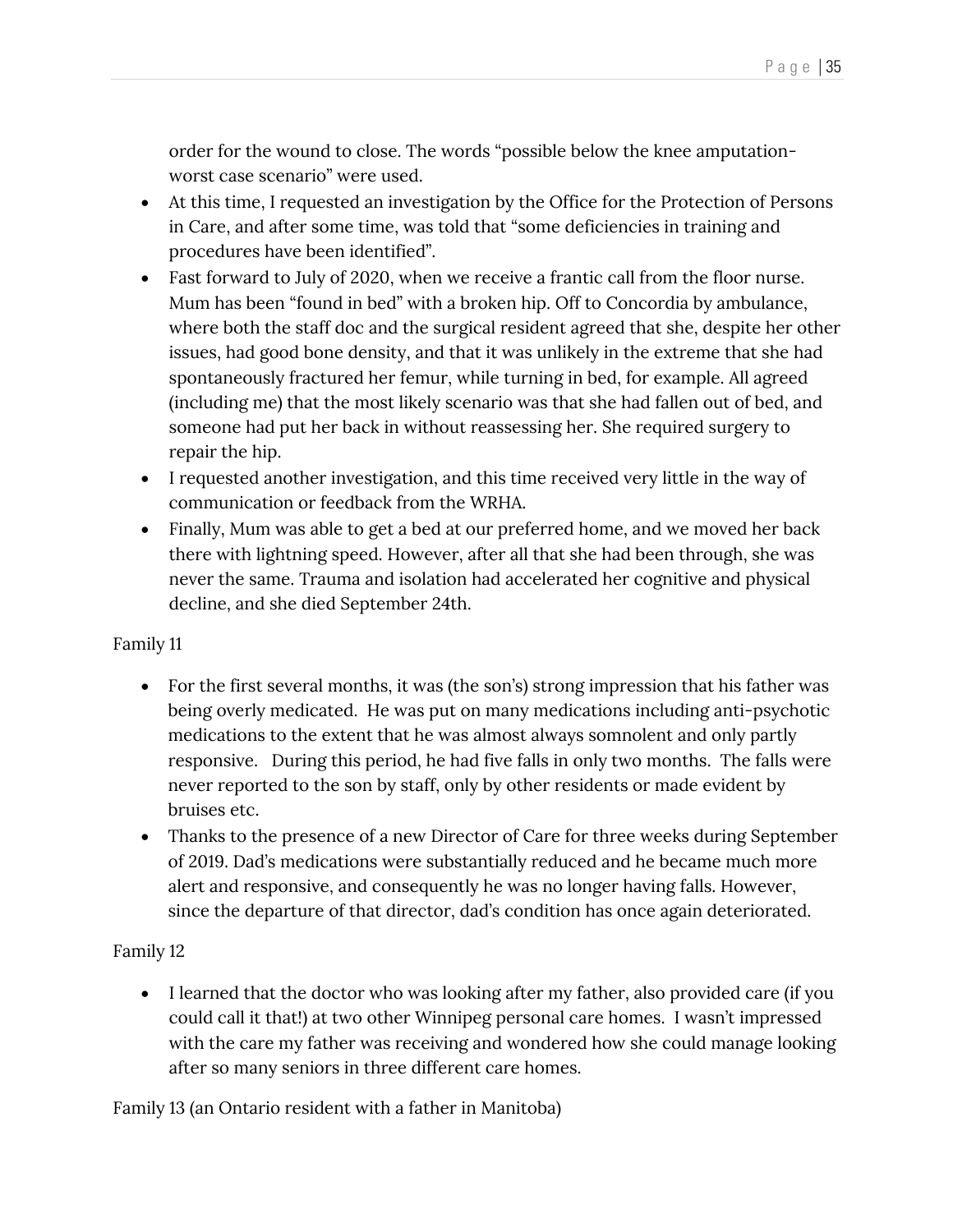order for the wound to close. The words "possible below the knee amputation- worst case scenario" were used.

- At this time, I requested an investigation by the Office for the Protection of Persons in Care, and after some time, was told that "some deficiencies in training and procedures have been identified".
- Fast forward to July of 2020, when we receive a frantic call from the floor nurse. Mum has been "found in bed" with a broken hip. Off to Concordia by ambulance, where both the staff doc and the surgical resident agreed that she, despite her other issues, had good bone density, and that it was unlikely in the extreme that she had spontaneously fractured her femur, while turning in bed, for example. All agreed (including me) that the most likely scenario was that she had fallen out of bed, and someone had put her back in without reassessing her. She required surgery to repair the hip.
- I requested another investigation, and this time received very little in the way of communication or feedback from the WRHA.
- Finally, Mum was able to get a bed at our preferred home, and we moved her back there with lightning speed. However, after all that she had been through, she was never the same. Trauma and isolation had accelerated her cognitive and physical decline, and she died September 24th.

Family 11

- For the first several months, it was (the son's) strong impression that his father was being overly medicated. He was put on many medications including anti-psychotic medications to the extent that he was almost always somnolent and only partly responsive. During this period, he had five falls in only two months. The falls were never reported to the son by staff, only by other residents or made evident by bruises etc.
- Thanks to the presence of a new Director of Care for three weeks during September of 2019. Dad's medications were substantially reduced and he became much more alert and responsive, and consequently he was no longer having falls. However, since the departure of that director, dad's condition has once again deteriorated.

Family 12

- I learned that the doctor who was looking after my father, also provided care (if you could call it that!) at two other Winnipeg personal care homes. I wasn't impressed with the care my father was receiving and wondered how she could manage looking after so many seniors in three different care homes.

Family 13 (an Ontario resident with a father in Manitoba)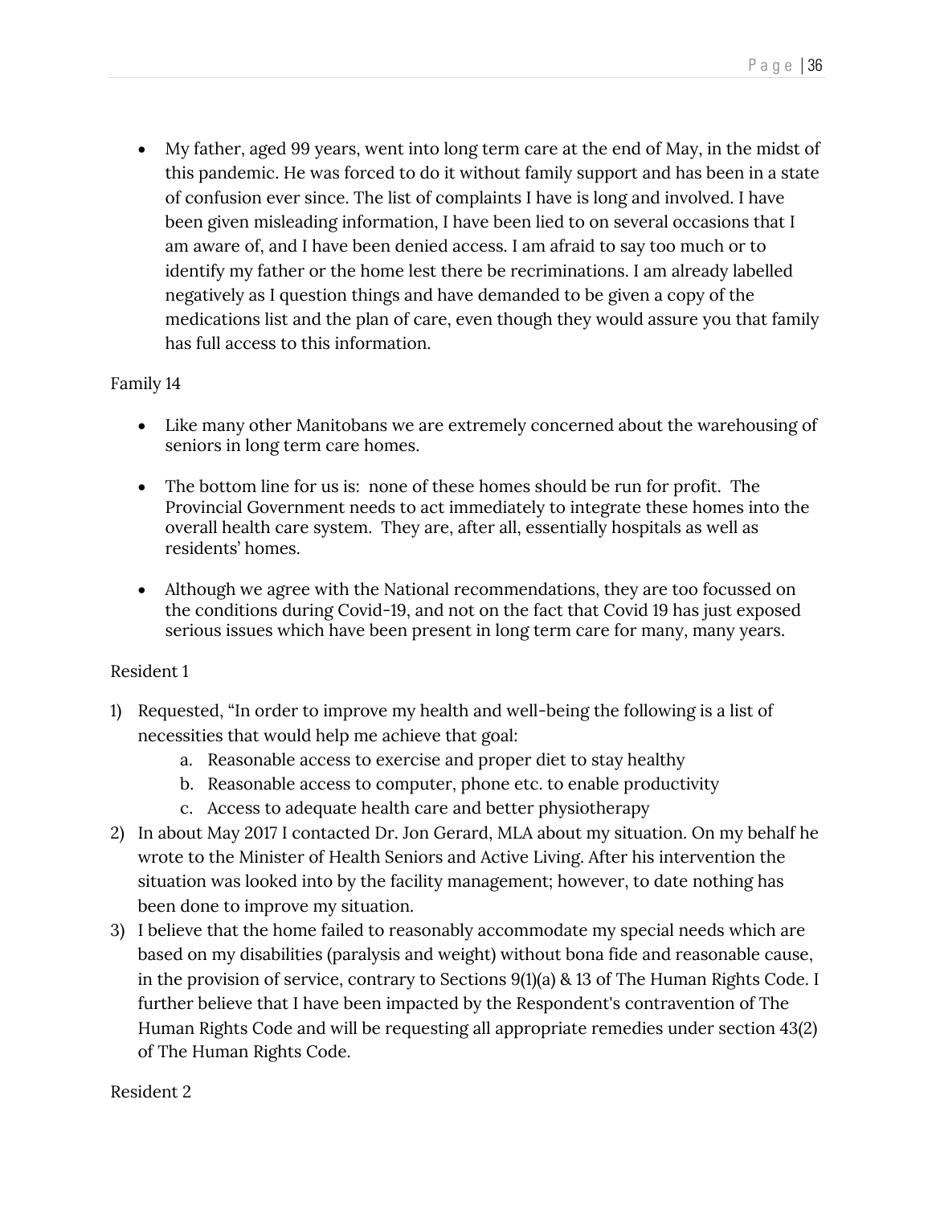- My father, aged 99 years, went into long term care at the end of May, in the midst of this pandemic. He was forced to do it without family support and has been in a state of confusion ever since. The list of complaints I have is long and involved. I have been given misleading information, I have been lied to on several occasions that I am aware of, and I have been denied access. I am afraid to say too much or to identify my father or the home lest there be recriminations. I am already labelled negatively as I question things and have demanded to be given a copy of the medications list and the plan of care, even though they would assure you that family has full access to this information.

Family 14

- Like many other Manitobans we are extremely concerned about the warehousing of seniors in long term care homes.

- The bottom line for us is: none of these homes should be run for profit. The Provincial Government needs to act immediately to integrate these homes into the overall health care system. They are, after all, essentially hospitals as well as residents' homes.

- Although we agree with the National recommendations, they are too focussed on the conditions during Covid-19, and not on the fact that Covid 19 has just exposed serious issues which have been present in long term care for many, many years.

Resident 1

1) Requested, "In order to improve my health and well-being the following is a list of necessities that would help me achieve that goal:
    a. Reasonable access to exercise and proper diet to stay healthy
    b. Reasonable access to computer, phone etc. to enable productivity
    c. Access to adequate health care and better physiotherapy
2) In about May 2017 I contacted Dr. Jon Gerard, MLA about my situation. On my behalf he wrote to the Minister of Health Seniors and Active Living. After his intervention the situation was looked into by the facility management; however, to date nothing has been done to improve my situation.
3) I believe that the home failed to reasonably accommodate my special needs which are based on my disabilities (paralysis and weight) without bona fide and reasonable cause, in the provision of service, contrary to Sections 9(1)(a) & 13 of The Human Rights Code. I further believe that I have been impacted by the Respondent's contravention of The Human Rights Code and will be requesting all appropriate remedies under section 43(2) of The Human Rights Code.

Resident 2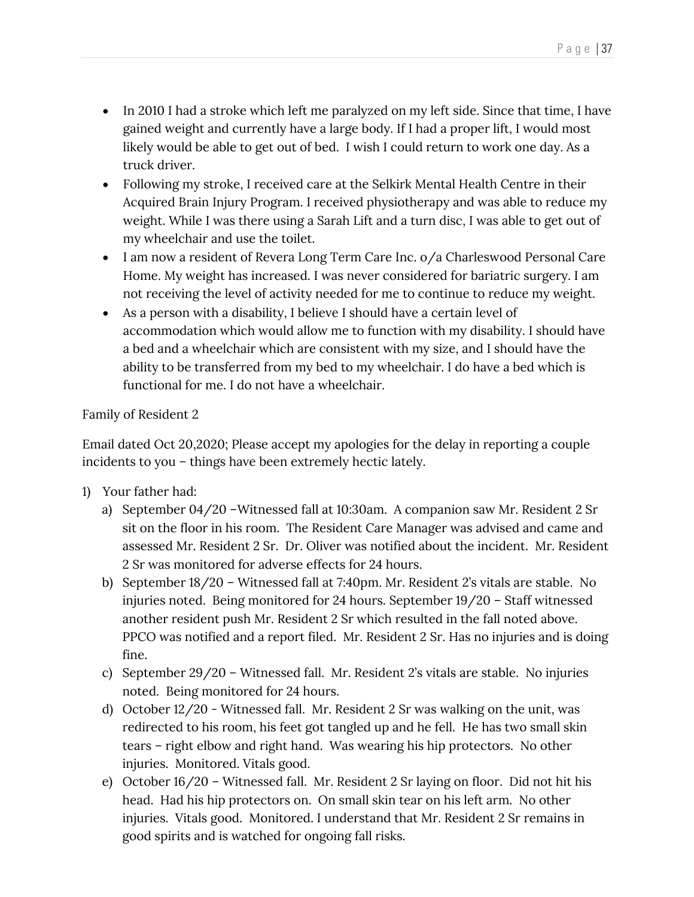- In 2010 I had a stroke which left me paralyzed on my left side. Since that time, I have gained weight and currently have a large body. If I had a proper lift, I would most likely would be able to get out of bed. I wish I could return to work one day. As a truck driver.
- Following my stroke, I received care at the Selkirk Mental Health Centre in their Acquired Brain Injury Program. I received physiotherapy and was able to reduce my weight. While I was there using a Sarah Lift and a turn disc, I was able to get out of my wheelchair and use the toilet.
- I am now a resident of Revera Long Term Care Inc. o/a Charleswood Personal Care Home. My weight has increased. I was never considered for bariatric surgery. I am not receiving the level of activity needed for me to continue to reduce my weight.
- As a person with a disability, I believe I should have a certain level of accommodation which would allow me to function with my disability. I should have a bed and a wheelchair which are consistent with my size, and I should have the ability to be transferred from my bed to my wheelchair. I do have a bed which is functional for me. I do not have a wheelchair.

Family of Resident 2

Email dated Oct 20,2020; Please accept my apologies for the delay in reporting a couple incidents to you – things have been extremely hectic lately.

1) Your father had:
   a) September 04/20 –Witnessed fall at 10:30am. A companion saw Mr. Resident 2 Sr sit on the floor in his room. The Resident Care Manager was advised and came and assessed Mr. Resident 2 Sr. Dr. Oliver was notified about the incident. Mr. Resident 2 Sr was monitored for adverse effects for 24 hours.
   b) September 18/20 – Witnessed fall at 7:40pm. Mr. Resident 2's vitals are stable. No injuries noted. Being monitored for 24 hours. September 19/20 – Staff witnessed another resident push Mr. Resident 2 Sr which resulted in the fall noted above. PPCO was notified and a report filed. Mr. Resident 2 Sr. Has no injuries and is doing fine.
   c) September 29/20 – Witnessed fall. Mr. Resident 2's vitals are stable. No injuries noted. Being monitored for 24 hours.
   d) October 12/20 - Witnessed fall. Mr. Resident 2 Sr was walking on the unit, was redirected to his room, his feet got tangled up and he fell. He has two small skin tears – right elbow and right hand. Was wearing his hip protectors. No other injuries. Monitored. Vitals good.
   e) October 16/20 – Witnessed fall. Mr. Resident 2 Sr laying on floor. Did not hit his head. Had his hip protectors on. On small skin tear on his left arm. No other injuries. Vitals good. Monitored. I understand that Mr. Resident 2 Sr remains in good spirits and is watched for ongoing fall risks.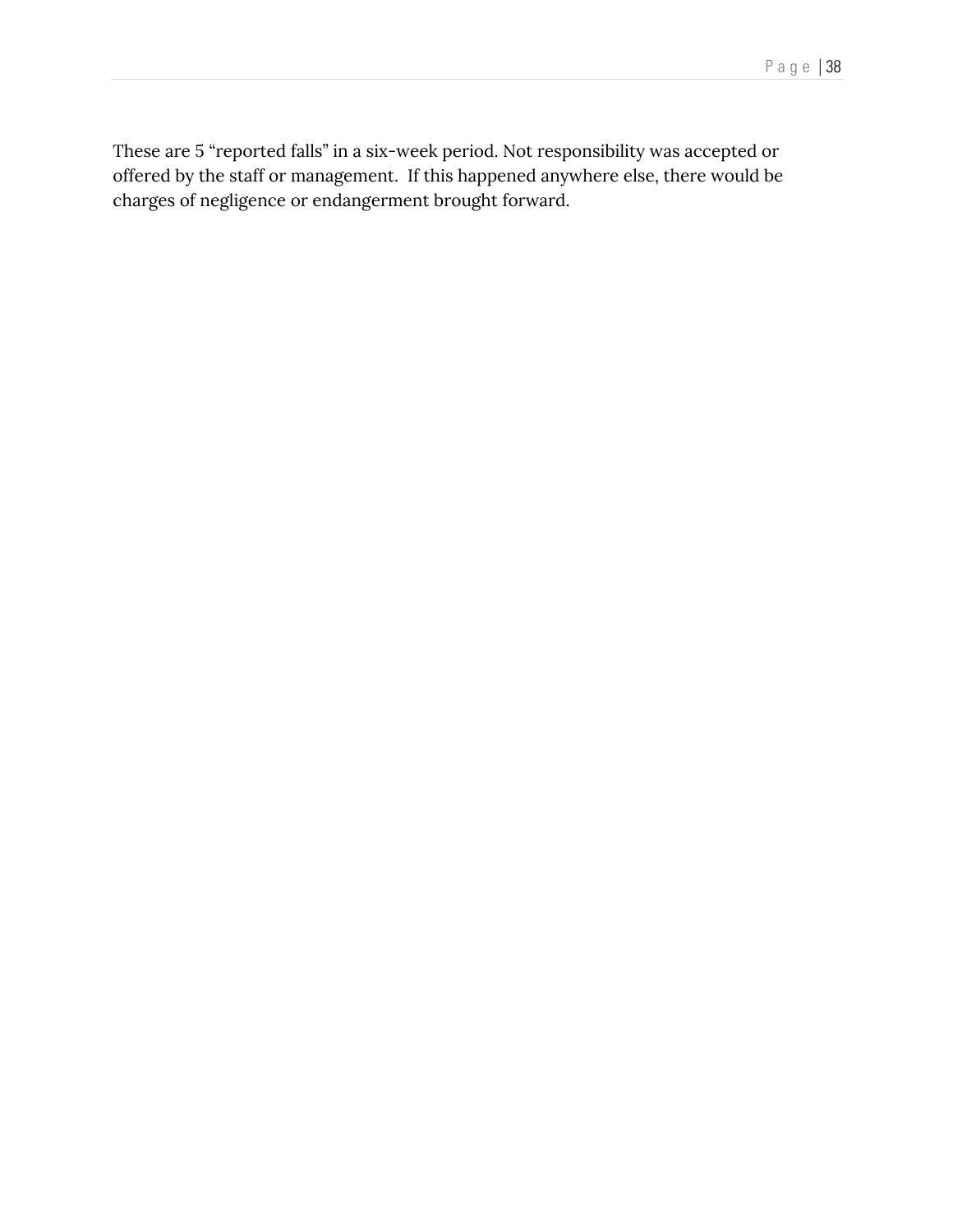These are 5 “reported falls” in a six-week period. Not responsibility was accepted or offered by the staff or management.  If this happened anywhere else, there would be charges of negligence or endangerment brought forward.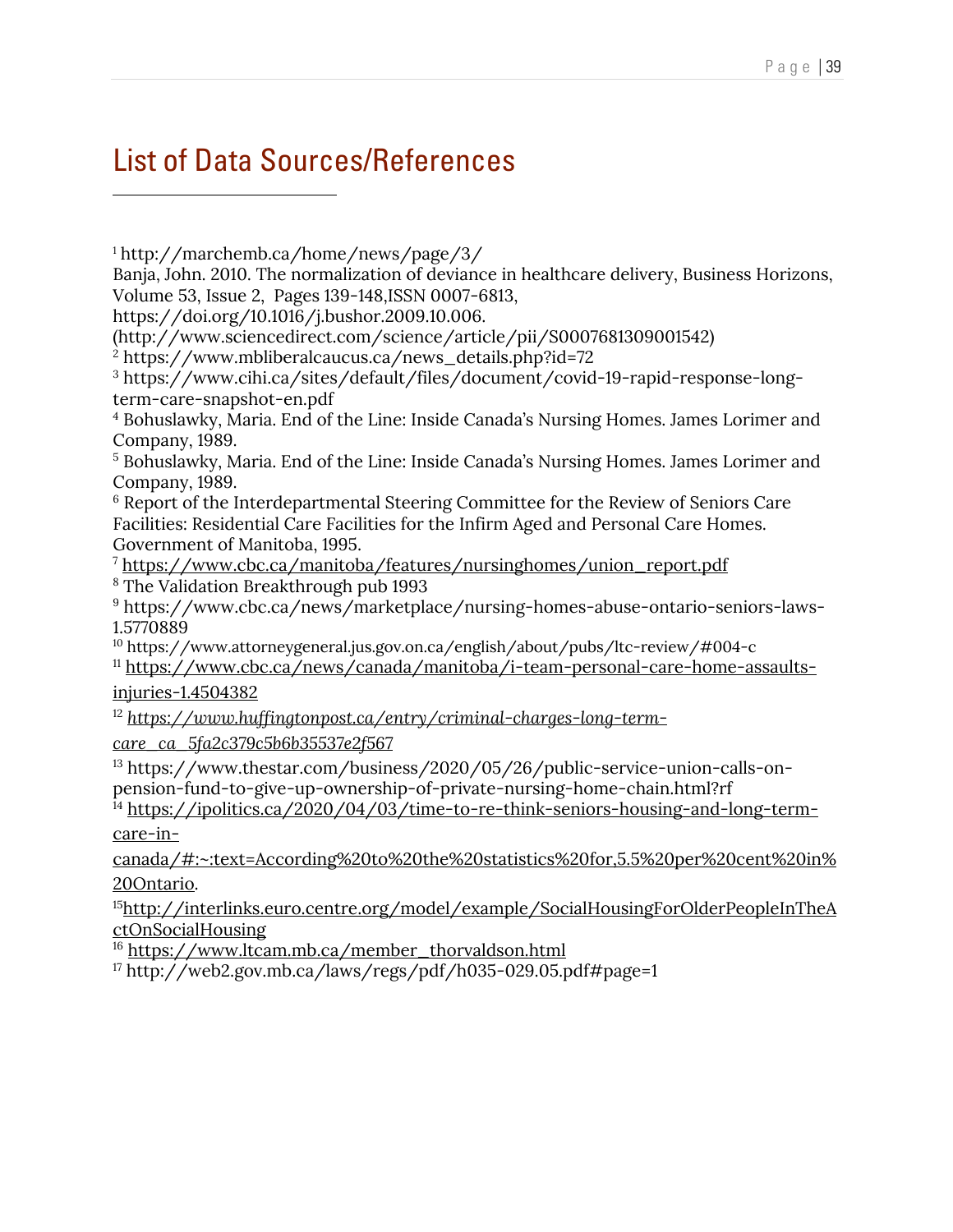## List of Data Sources/References

[1] http://marchemb.ca/home/news/page/3/
Banja, John. 2010. The normalization of deviance in healthcare delivery, Business Horizons, Volume 53, Issue 2, Pages 139-148,ISSN 0007-6813,
https://doi.org/10.1016/j.bushor.2009.10.006.
(http://www.sciencedirect.com/science/article/pii/S0007681309001542)

[2] https://www.mbliberalcaucus.ca/news_details.php?id=72

[3] https://www.cihi.ca/sites/default/files/document/covid-19-rapid-response-long-term-care-snapshot-en.pdf

[4] Bohuslawky, Maria. End of the Line: Inside Canada's Nursing Homes. James Lorimer and Company, 1989.

[5] Bohuslawky, Maria. End of the Line: Inside Canada's Nursing Homes. James Lorimer and Company, 1989.

[6] Report of the Interdepartmental Steering Committee for the Review of Seniors Care Facilities: Residential Care Facilities for the Infirm Aged and Personal Care Homes. Government of Manitoba, 1995.

[7] https://www.cbc.ca/manitoba/features/nursinghomes/union_report.pdf

[8] The Validation Breakthrough pub 1993

[9] https://www.cbc.ca/news/marketplace/nursing-homes-abuse-ontario-seniors-laws-1.5770889

[10] https://www.attorneygeneral.jus.gov.on.ca/english/about/pubs/ltc-review/#004-c

[11] https://www.cbc.ca/news/canada/manitoba/i-team-personal-care-home-assaults-injuries-1.4504382

[12] *https://www.huffingtonpost.ca/entry/criminal-charges-long-term-care_ca_5fa2c379c5b6b35537e2f567*

[13] https://www.thestar.com/business/2020/05/26/public-service-union-calls-on-pension-fund-to-give-up-ownership-of-private-nursing-home-chain.html?rf

[14] https://ipolitics.ca/2020/04/03/time-to-re-think-seniors-housing-and-long-term-care-in-canada/#:~:text=According%20to%20the%20statistics%20for,5.5%20per%20cent%20in%20Ontario.

[15] http://interlinks.euro.centre.org/model/example/SocialHousingForOlderPeopleInTheActOnSocialHousing

[16] https://www.ltcam.mb.ca/member_thorvaldson.html

[17] http://web2.gov.mb.ca/laws/regs/pdf/h035-029.05.pdf#page=1